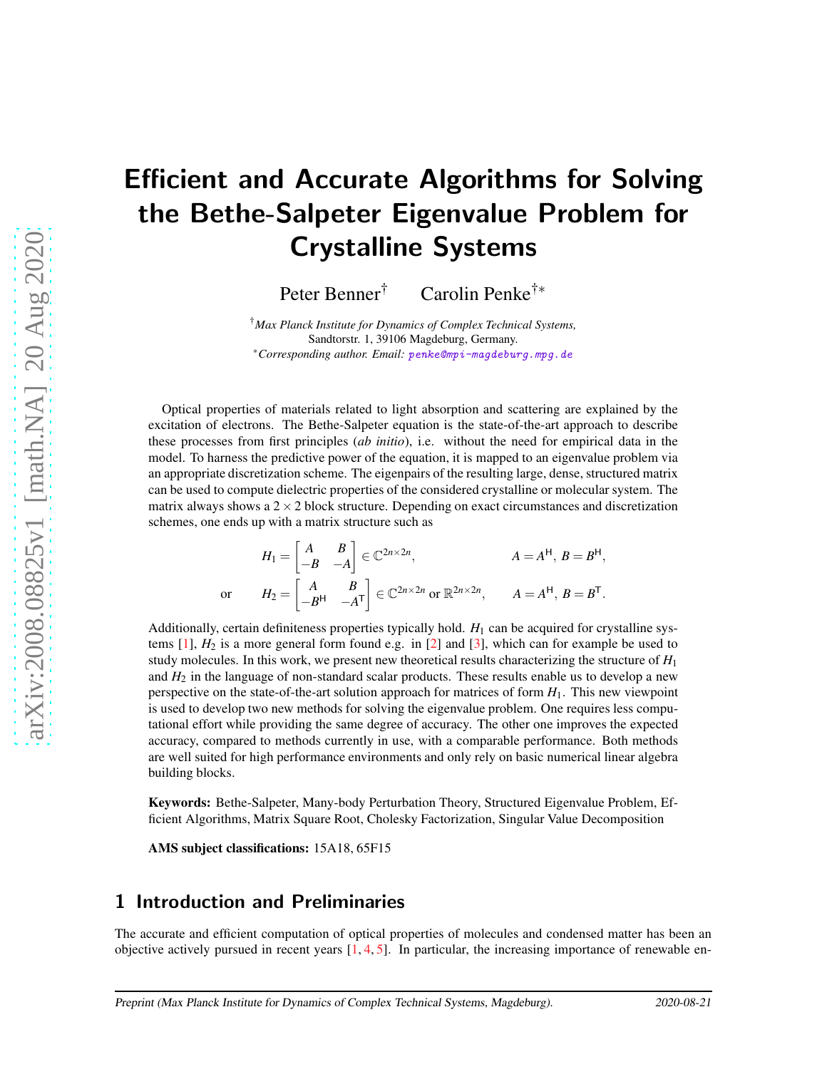# Efficient and Accurate Algorithms for Solving the Bethe-Salpeter Eigenvalue Problem for Crystalline Systems

Peter Benner[†] Carolin Penke[†*]

[†]*Max Planck Institute for Dynamics of Complex Technical Systems,*
Sandtorstr. 1, 39106 Magdeburg, Germany.
[*]*Corresponding author. Email:* penke@mpi-magdeburg.mpg.de

Optical properties of materials related to light absorption and scattering are explained by the excitation of electrons. The Bethe-Salpeter equation is the state-of-the-art approach to describe these processes from first principles (*ab initio*), i.e. without the need for empirical data in the model. To harness the predictive power of the equation, it is mapped to an eigenvalue problem via an appropriate discretization scheme. The eigenpairs of the resulting large, dense, structured matrix can be used to compute dielectric properties of the considered crystalline or molecular system. The matrix always shows a $2 \times 2$ block structure. Depending on exact circumstances and discretization schemes, one ends up with a matrix structure such as

$$H_1 = \begin{bmatrix} A & B \\ -B & -A \end{bmatrix} \in \mathbb{C}^{2n \times 2n}, \qquad A = A^{\mathsf{H}},\ B = B^{\mathsf{H}},$$

$$\text{or} \qquad H_2 = \begin{bmatrix} A & B \\ -B^{\mathsf{H}} & -A^{\mathsf{T}} \end{bmatrix} \in \mathbb{C}^{2n \times 2n} \text{ or } \mathbb{R}^{2n \times 2n}, \qquad A = A^{\mathsf{H}},\ B = B^{\mathsf{T}}.$$

Additionally, certain definiteness properties typically hold. $H_1$ can be acquired for crystalline systems [1], $H_2$ is a more general form found e.g. in [2] and [3], which can for example be used to study molecules. In this work, we present new theoretical results characterizing the structure of $H_1$ and $H_2$ in the language of non-standard scalar products. These results enable us to develop a new perspective on the state-of-the-art solution approach for matrices of form $H_1$. This new viewpoint is used to develop two new methods for solving the eigenvalue problem. One requires less computational effort while providing the same degree of accuracy. The other one improves the expected accuracy, compared to methods currently in use, with a comparable performance. Both methods are well suited for high performance environments and only rely on basic numerical linear algebra building blocks.

**Keywords:** Bethe-Salpeter, Many-body Perturbation Theory, Structured Eigenvalue Problem, Efficient Algorithms, Matrix Square Root, Cholesky Factorization, Singular Value Decomposition

**AMS subject classifications:** 15A18, 65F15

## 1 Introduction and Preliminaries

The accurate and efficient computation of optical properties of molecules and condensed matter has been an objective actively pursued in recent years [1, 4, 5]. In particular, the increasing importance of renewable en-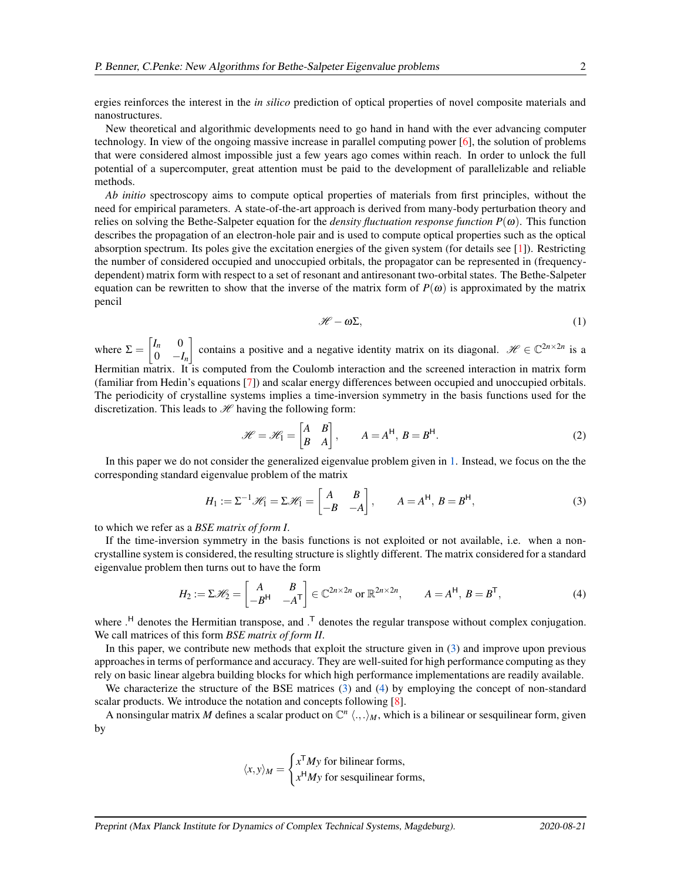ergies reinforces the interest in the *in silico* prediction of optical properties of novel composite materials and nanostructures.

New theoretical and algorithmic developments need to go hand in hand with the ever advancing computer technology. In view of the ongoing massive increase in parallel computing power [6], the solution of problems that were considered almost impossible just a few years ago comes within reach. In order to unlock the full potential of a supercomputer, great attention must be paid to the development of parallelizable and reliable methods.

*Ab initio* spectroscopy aims to compute optical properties of materials from first principles, without the need for empirical parameters. A state-of-the-art approach is derived from many-body perturbation theory and relies on solving the Bethe-Salpeter equation for the *density fluctuation response function* $P(\omega)$. This function describes the propagation of an electron-hole pair and is used to compute optical properties such as the optical absorption spectrum. Its poles give the excitation energies of the given system (for details see [1]). Restricting the number of considered occupied and unoccupied orbitals, the propagator can be represented in (frequency-dependent) matrix form with respect to a set of resonant and antiresonant two-orbital states. The Bethe-Salpeter equation can be rewritten to show that the inverse of the matrix form of $P(\omega)$ is approximated by the matrix pencil

$$\mathscr{H} - \omega\Sigma, \tag{1}$$

where $\Sigma = \begin{bmatrix} I_n & 0 \\ 0 & -I_n \end{bmatrix}$ contains a positive and a negative identity matrix on its diagonal. $\mathscr{H} \in \mathbb{C}^{2n\times 2n}$ is a Hermitian matrix. It is computed from the Coulomb interaction and the screened interaction in matrix form (familiar from Hedin's equations [7]) and scalar energy differences between occupied and unoccupied orbitals. The periodicity of crystalline systems implies a time-inversion symmetry in the basis functions used for the discretization. This leads to $\mathscr{H}$ having the following form:

$$\mathscr{H} = \mathscr{H}_1 = \begin{bmatrix} A & B \\ B & A \end{bmatrix}, \qquad A = A^{\mathsf{H}},\ B = B^{\mathsf{H}}. \tag{2}$$

In this paper we do not consider the generalized eigenvalue problem given in 1. Instead, we focus on the the corresponding standard eigenvalue problem of the matrix

$$H_1 := \Sigma^{-1}\mathscr{H}_1 = \Sigma\mathscr{H}_1 = \begin{bmatrix} A & B \\ -B & -A \end{bmatrix}, \qquad A = A^{\mathsf{H}},\ B = B^{\mathsf{H}}, \tag{3}$$

to which we refer as a *BSE matrix of form I*.

If the time-inversion symmetry in the basis functions is not exploited or not available, i.e. when a non-crystalline system is considered, the resulting structure is slightly different. The matrix considered for a standard eigenvalue problem then turns out to have the form

$$H_2 := \Sigma\mathscr{H}_2 = \begin{bmatrix} A & B \\ -B^{\mathsf{H}} & -A^{\mathsf{T}} \end{bmatrix} \in \mathbb{C}^{2n\times 2n} \text{ or } \mathbb{R}^{2n\times 2n}, \qquad A = A^{\mathsf{H}},\ B = B^{\mathsf{T}}, \tag{4}$$

where $.^{\mathsf{H}}$ denotes the Hermitian transpose, and $.^{\mathsf{T}}$ denotes the regular transpose without complex conjugation. We call matrices of this form *BSE matrix of form II*.

In this paper, we contribute new methods that exploit the structure given in (3) and improve upon previous approaches in terms of performance and accuracy. They are well-suited for high performance computing as they rely on basic linear algebra building blocks for which high performance implementations are readily available.

We characterize the structure of the BSE matrices (3) and (4) by employing the concept of non-standard scalar products. We introduce the notation and concepts following [8].

A nonsingular matrix $M$ defines a scalar product on $\mathbb{C}^n$ $\langle .,. \rangle_M$, which is a bilinear or sesquilinear form, given by

$$\langle x, y \rangle_M = \begin{cases} x^{\mathsf{T}} M y \text{ for bilinear forms,} \\ x^{\mathsf{H}} M y \text{ for sesquilinear forms,} \end{cases}$$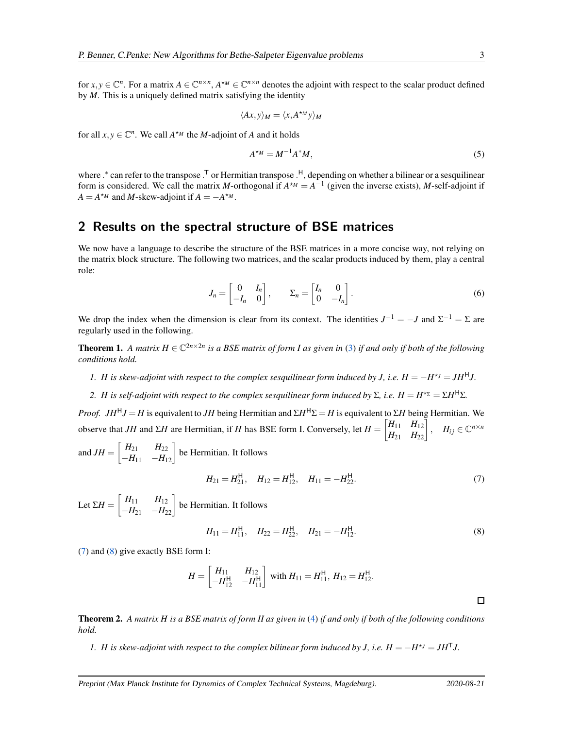for $x, y \in \mathbb{C}^n$. For a matrix $A \in \mathbb{C}^{n\times n}$, $A^{\star_M} \in \mathbb{C}^{n\times n}$ denotes the adjoint with respect to the scalar product defined by $M$. This is a uniquely defined matrix satisfying the identity

$$\langle Ax, y\rangle_M = \langle x, A^{\star_M} y\rangle_M$$

for all $x, y \in \mathbb{C}^n$. We call $A^{\star_M}$ the $M$-adjoint of $A$ and it holds

$$A^{\star_M} = M^{-1}A^{*}M, \tag{5}$$

where $.^{*}$ can refer to the transpose $.^{\mathsf{T}}$ or Hermitian transpose $.^{\mathsf{H}}$, depending on whether a bilinear or a sesquilinear form is considered. We call the matrix $M$-orthogonal if $A^{\star_M} = A^{-1}$ (given the inverse exists), $M$-self-adjoint if $A = A^{\star_M}$ and $M$-skew-adjoint if $A = -A^{\star_M}$.

## 2 Results on the spectral structure of BSE matrices

We now have a language to describe the structure of the BSE matrices in a more concise way, not relying on the matrix block structure. The following two matrices, and the scalar products induced by them, play a central role:

$$J_n = \begin{bmatrix} 0 & I_n \\ -I_n & 0 \end{bmatrix}, \qquad \Sigma_n = \begin{bmatrix} I_n & 0 \\ 0 & -I_n \end{bmatrix}. \tag{6}$$

We drop the index when the dimension is clear from its context. The identities $J^{-1} = -J$ and $\Sigma^{-1} = \Sigma$ are regularly used in the following.

**Theorem 1.** *A matrix $H \in \mathbb{C}^{2n\times 2n}$ is a BSE matrix of form I as given in (3) if and only if both of the following conditions hold.*

1. *$H$ is skew-adjoint with respect to the complex sesquilinear form induced by $J$, i.e. $H = -H^{\star_J} = JH^{\mathsf{H}}J$.*
2. *$H$ is self-adjoint with respect to the complex sesquilinear form induced by $\Sigma$, i.e. $H = H^{\star_\Sigma} = \Sigma H^{\mathsf{H}}\Sigma$.*

*Proof.* $JH^{\mathsf{H}}J = H$ is equivalent to $JH$ being Hermitian and $\Sigma H^{\mathsf{H}}\Sigma = H$ is equivalent to $\Sigma H$ being Hermitian. We observe that $JH$ and $\Sigma H$ are Hermitian, if $H$ has BSE form I. Conversely, let $H = \begin{bmatrix} H_{11} & H_{12} \\ H_{21} & H_{22} \end{bmatrix}, \quad H_{ij} \in \mathbb{C}^{n\times n}$ and $JH = \begin{bmatrix} H_{21} & H_{22} \\ -H_{11} & -H_{12} \end{bmatrix}$ be Hermitian. It follows

$$H_{21} = H_{21}^{\mathsf{H}}, \quad H_{12} = H_{12}^{\mathsf{H}}, \quad H_{11} = -H_{22}^{\mathsf{H}}. \tag{7}$$

Let $\Sigma H = \begin{bmatrix} H_{11} & H_{12} \\ -H_{21} & -H_{22} \end{bmatrix}$ be Hermitian. It follows

$$H_{11} = H_{11}^{\mathsf{H}}, \quad H_{22} = H_{22}^{\mathsf{H}}, \quad H_{21} = -H_{12}^{\mathsf{H}}. \tag{8}$$

(7) and (8) give exactly BSE form I:

$$H = \begin{bmatrix} H_{11} & H_{12} \\ -H_{12}^{\mathsf{H}} & -H_{11}^{\mathsf{H}} \end{bmatrix} \text{ with } H_{11} = H_{11}^{\mathsf{H}},\ H_{12} = H_{12}^{\mathsf{H}}.$$

□

**Theorem 2.** *A matrix $H$ is a BSE matrix of form II as given in (4) if and only if both of the following conditions hold.*

1. *$H$ is skew-adjoint with respect to the complex bilinear form induced by $J$, i.e. $H = -H^{\star_J} = JH^{\mathsf{T}}J$.*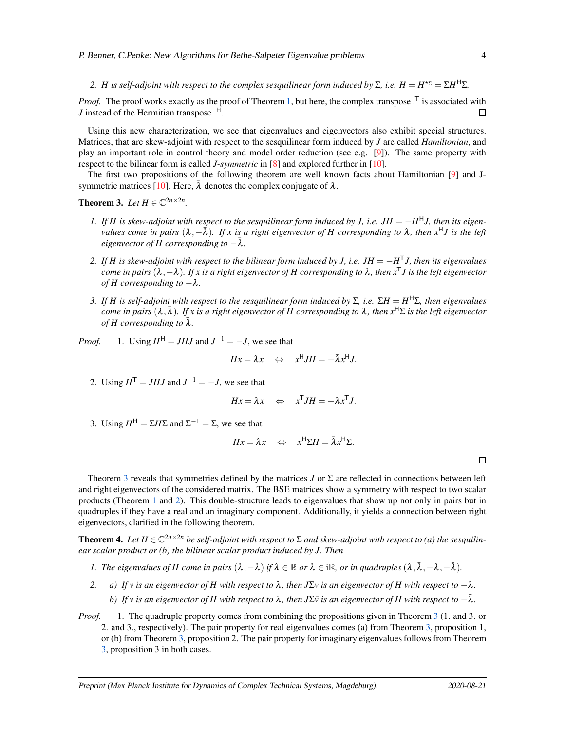2. $H$ is self-adjoint with respect to the complex sesquilinear form induced by $\Sigma$, i.e. $H = H^{\star_\Sigma} = \Sigma H^{\mathsf{H}} \Sigma$.

*Proof.* The proof works exactly as the proof of Theorem 1, but here, the complex transpose $.^{\mathsf{T}}$ is associated with $J$ instead of the Hermitian transpose $.^{\mathsf{H}}$. □

Using this new characterization, we see that eigenvalues and eigenvectors also exhibit special structures. Matrices, that are skew-adjoint with respect to the sesquilinear form induced by $J$ are called *Hamiltonian*, and play an important role in control theory and model order reduction (see e.g. [9]). The same property with respect to the bilinear form is called *J-symmetric* in [8] and explored further in [10].

The first two propositions of the following theorem are well known facts about Hamiltonian [9] and J-symmetric matrices [10]. Here, $\bar{\lambda}$ denotes the complex conjugate of $\lambda$.

**Theorem 3.** *Let $H \in \mathbb{C}^{2n\times 2n}$.*

1. *If $H$ is skew-adjoint with respect to the sesquilinear form induced by $J$, i.e. $JH = -H^{\mathsf{H}}J$, then its eigenvalues come in pairs $(\lambda, -\bar{\lambda})$. If $x$ is a right eigenvector of $H$ corresponding to $\lambda$, then $x^{\mathsf{H}}J$ is the left eigenvector of $H$ corresponding to $-\bar{\lambda}$.*
2. *If $H$ is skew-adjoint with respect to the bilinear form induced by $J$, i.e. $JH = -H^{\mathsf{T}}J$, then its eigenvalues come in pairs $(\lambda, -\lambda)$. If $x$ is a right eigenvector of $H$ corresponding to $\lambda$, then $x^{\mathsf{T}}J$ is the left eigenvector of $H$ corresponding to $-\lambda$.*
3. *If $H$ is self-adjoint with respect to the sesquilinear form induced by $\Sigma$, i.e. $\Sigma H = H^{\mathsf{H}}\Sigma$, then eigenvalues come in pairs $(\lambda, \bar{\lambda})$. If $x$ is a right eigenvector of $H$ corresponding to $\lambda$, then $x^{\mathsf{H}}\Sigma$ is the left eigenvector of $H$ corresponding to $\bar{\lambda}$.*

*Proof.*

1. Using $H^{\mathsf{H}} = JHJ$ and $J^{-1} = -J$, we see that
$$Hx = \lambda x \quad \Leftrightarrow \quad x^{\mathsf{H}}JH = -\bar{\lambda}x^{\mathsf{H}}J.$$
2. Using $H^{\mathsf{T}} = JHJ$ and $J^{-1} = -J$, we see that
$$Hx = \lambda x \quad \Leftrightarrow \quad x^{\mathsf{T}}JH = -\lambda x^{\mathsf{T}}J.$$
3. Using $H^{\mathsf{H}} = \Sigma H \Sigma$ and $\Sigma^{-1} = \Sigma$, we see that
$$Hx = \lambda x \quad \Leftrightarrow \quad x^{\mathsf{H}}\Sigma H = \bar{\lambda}x^{\mathsf{H}}\Sigma.$$

□

Theorem 3 reveals that symmetries defined by the matrices $J$ or $\Sigma$ are reflected in connections between left and right eigenvectors of the considered matrix. The BSE matrices show a symmetry with respect to two scalar products (Theorem 1 and 2). This double-structure leads to eigenvalues that show up not only in pairs but in quadruples if they have a real and an imaginary component. Additionally, it yields a connection between right eigenvectors, clarified in the following theorem.

**Theorem 4.** *Let $H \in \mathbb{C}^{2n\times 2n}$ be self-adjoint with respect to $\Sigma$ and skew-adjoint with respect to (a) the sesquilinear scalar product or (b) the bilinear scalar product induced by $J$. Then*

1. *The eigenvalues of $H$ come in pairs $(\lambda, -\lambda)$ if $\lambda \in \mathbb{R}$ or $\lambda \in \mathrm{i}\mathbb{R}$, or in quadruples $(\lambda, \bar{\lambda}, -\lambda, -\bar{\lambda})$.*
2. a) *If $v$ is an eigenvector of $H$ with respect to $\lambda$, then $J\Sigma v$ is an eigenvector of $H$ with respect to $-\lambda$.*

   b) *If $v$ is an eigenvector of $H$ with respect to $\lambda$, then $J\Sigma\bar{v}$ is an eigenvector of $H$ with respect to $-\bar{\lambda}$.*

*Proof.*

1. The quadruple property comes from combining the propositions given in Theorem 3 (1. and 3. or 2. and 3., respectively). The pair property for real eigenvalues comes (a) from Theorem 3, proposition 1, or (b) from Theorem 3, proposition 2. The pair property for imaginary eigenvalues follows from Theorem 3, proposition 3 in both cases.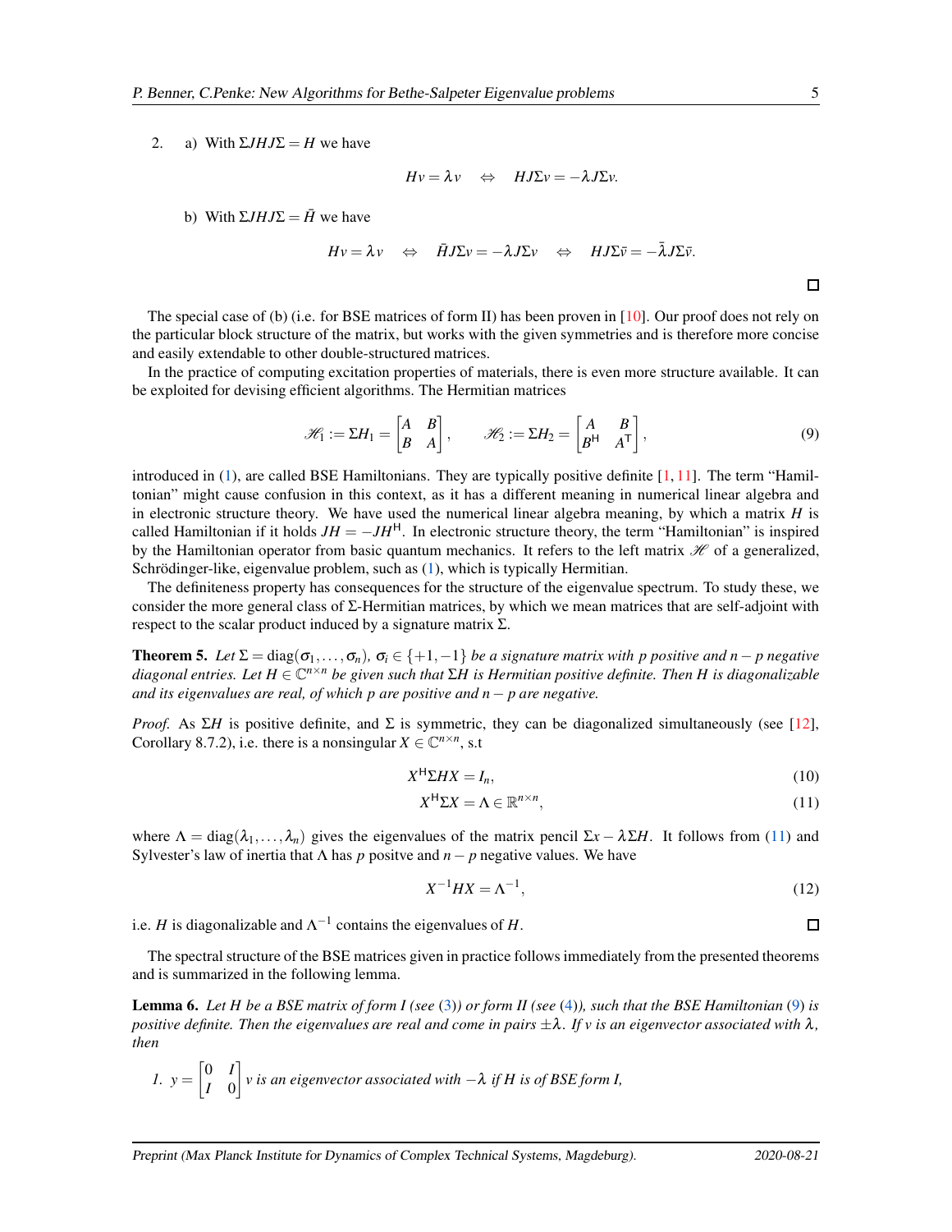2. a) With $\Sigma JHJ\Sigma = H$ we have

$$Hv = \lambda v \quad \Leftrightarrow \quad HJ\Sigma v = -\lambda J\Sigma v.$$

b) With $\Sigma JHJ\Sigma = \bar{H}$ we have

$$Hv = \lambda v \quad \Leftrightarrow \quad \bar{H}J\Sigma v = -\lambda J\Sigma v \quad \Leftrightarrow \quad HJ\Sigma\bar{v} = -\bar{\lambda}J\Sigma\bar{v}.$$

□

The special case of (b) (i.e. for BSE matrices of form II) has been proven in [10]. Our proof does not rely on the particular block structure of the matrix, but works with the given symmetries and is therefore more concise and easily extendable to other double-structured matrices.

In the practice of computing excitation properties of materials, there is even more structure available. It can be exploited for devising efficient algorithms. The Hermitian matrices

$$\mathscr{H}_1 := \Sigma H_1 = \begin{bmatrix} A & B \\ B & A \end{bmatrix}, \qquad \mathscr{H}_2 := \Sigma H_2 = \begin{bmatrix} A & B \\ B^{\mathsf{H}} & A^{\mathsf{T}} \end{bmatrix}, \tag{9}$$

introduced in (1), are called BSE Hamiltonians. They are typically positive definite [1, 11]. The term "Hamiltonian" might cause confusion in this context, as it has a different meaning in numerical linear algebra and in electronic structure theory. We have used the numerical linear algebra meaning, by which a matrix $H$ is called Hamiltonian if it holds $JH = -JH^{\mathsf{H}}$. In electronic structure theory, the term "Hamiltonian" is inspired by the Hamiltonian operator from basic quantum mechanics. It refers to the left matrix $\mathscr{H}$ of a generalized, Schrödinger-like, eigenvalue problem, such as (1), which is typically Hermitian.

The definiteness property has consequences for the structure of the eigenvalue spectrum. To study these, we consider the more general class of $\Sigma$-Hermitian matrices, by which we mean matrices that are self-adjoint with respect to the scalar product induced by a signature matrix $\Sigma$.

**Theorem 5.** *Let $\Sigma = \operatorname{diag}(\sigma_1, \ldots, \sigma_n)$, $\sigma_i \in \{+1, -1\}$ be a signature matrix with $p$ positive and $n-p$ negative diagonal entries. Let $H \in \mathbb{C}^{n\times n}$ be given such that $\Sigma H$ is Hermitian positive definite. Then $H$ is diagonalizable and its eigenvalues are real, of which $p$ are positive and $n-p$ are negative.*

*Proof.* As $\Sigma H$ is positive definite, and $\Sigma$ is symmetric, they can be diagonalized simultaneously (see [12], Corollary 8.7.2), i.e. there is a nonsingular $X \in \mathbb{C}^{n\times n}$, s.t

$$X^{\mathsf{H}}\Sigma HX = I_n, \tag{10}$$

$$X^{\mathsf{H}}\Sigma X = \Lambda \in \mathbb{R}^{n\times n}, \tag{11}$$

where $\Lambda = \operatorname{diag}(\lambda_1, \ldots, \lambda_n)$ gives the eigenvalues of the matrix pencil $\Sigma x - \lambda \Sigma H$. It follows from (11) and Sylvester's law of inertia that $\Lambda$ has $p$ positve and $n-p$ negative values. We have

$$X^{-1}HX = \Lambda^{-1}, \tag{12}$$

i.e. $H$ is diagonalizable and $\Lambda^{-1}$ contains the eigenvalues of $H$. □

The spectral structure of the BSE matrices given in practice follows immediately from the presented theorems and is summarized in the following lemma.

**Lemma 6.** *Let $H$ be a BSE matrix of form I (see (3)) or form II (see (4)), such that the BSE Hamiltonian (9) is positive definite. Then the eigenvalues are real and come in pairs $\pm\lambda$. If $v$ is an eigenvector associated with $\lambda$, then*

1. $y = \begin{bmatrix} 0 & I \\ I & 0 \end{bmatrix} v$ *is an eigenvector associated with $-\lambda$ if $H$ is of BSE form I,*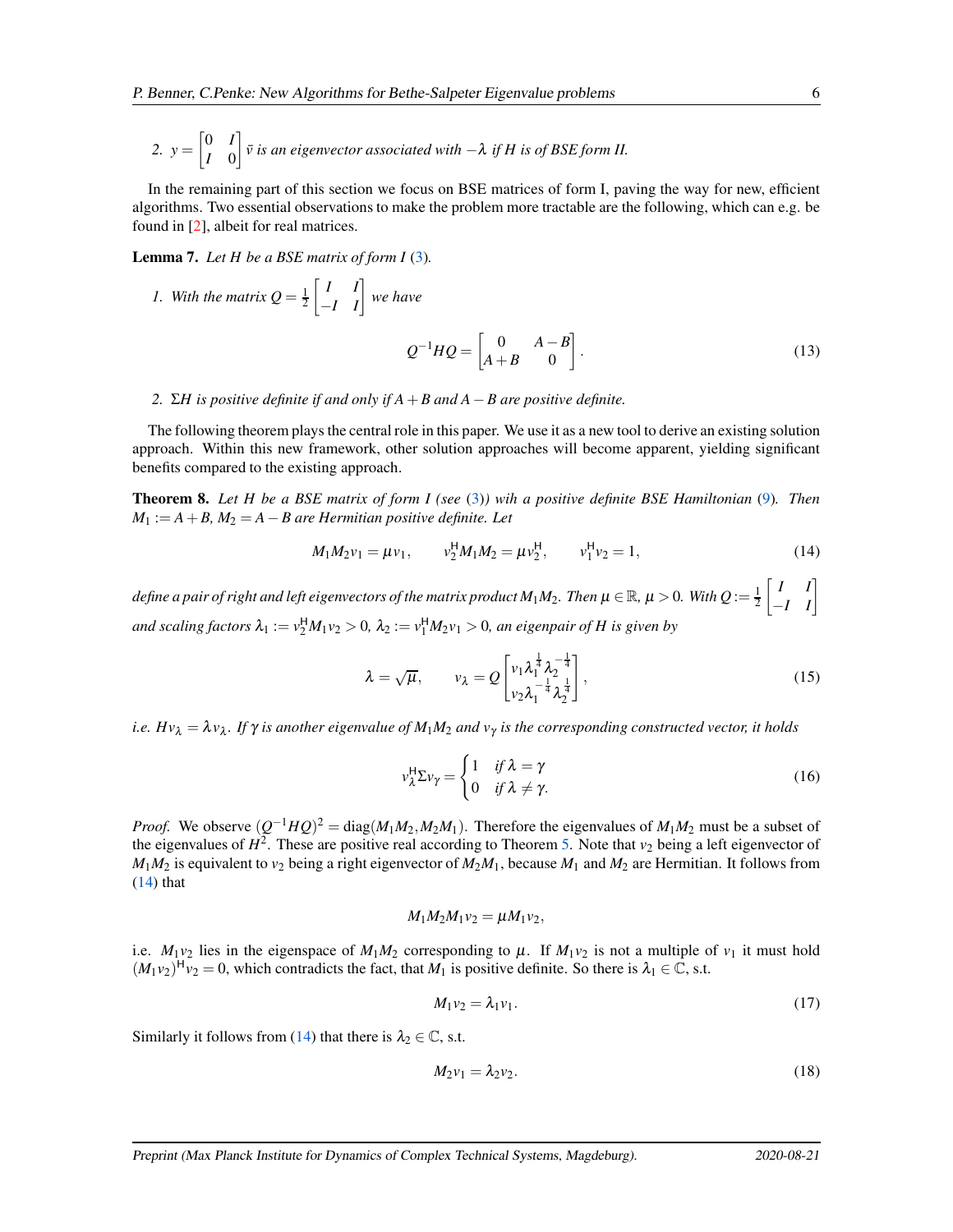2. $y = \begin{bmatrix} 0 & I \\ I & 0 \end{bmatrix} \bar{v}$ *is an eigenvector associated with* $-\lambda$ *if* $H$ *is of BSE form II.*

In the remaining part of this section we focus on BSE matrices of form I, paving the way for new, efficient algorithms. Two essential observations to make the problem more tractable are the following, which can e.g. be found in [2], albeit for real matrices.

**Lemma 7.** *Let* $H$ *be a BSE matrix of form I* (3)*.*

1. *With the matrix* $Q = \frac{1}{2}\begin{bmatrix} I & I \\ -I & I \end{bmatrix}$ *we have*

$$Q^{-1}HQ = \begin{bmatrix} 0 & A-B \\ A+B & 0 \end{bmatrix}. \tag{13}$$

2. $\Sigma H$ *is positive definite if and only if* $A+B$ *and* $A-B$ *are positive definite.*

The following theorem plays the central role in this paper. We use it as a new tool to derive an existing solution approach. Within this new framework, other solution approaches will become apparent, yielding significant benefits compared to the existing approach.

**Theorem 8.** *Let* $H$ *be a BSE matrix of form I (see* (3)*) wih a positive definite BSE Hamiltonian* (9)*. Then* $M_1 := A+B$*,* $M_2 = A-B$ *are Hermitian positive definite. Let*

$$M_1M_2v_1 = \mu v_1, \qquad v_2^{\mathsf{H}}M_1M_2 = \mu v_2^{\mathsf{H}}, \qquad v_1^{\mathsf{H}}v_2 = 1, \tag{14}$$

*define a pair of right and left eigenvectors of the matrix product* $M_1M_2$*. Then* $\mu \in \mathbb{R}$*,* $\mu > 0$*. With* $Q := \frac{1}{2}\begin{bmatrix} I & I \\ -I & I \end{bmatrix}$ *and scaling factors* $\lambda_1 := v_2^{\mathsf{H}}M_1v_2 > 0$*,* $\lambda_2 := v_1^{\mathsf{H}}M_2v_1 > 0$*, an eigenpair of* $H$ *is given by*

$$\lambda = \sqrt{\mu}, \qquad v_\lambda = Q\begin{bmatrix} v_1\lambda_1^{\frac{1}{4}}\lambda_2^{-\frac{1}{4}} \\ v_2\lambda_1^{-\frac{1}{4}}\lambda_2^{\frac{1}{4}} \end{bmatrix}, \tag{15}$$

*i.e.* $Hv_\lambda = \lambda v_\lambda$*. If* $\gamma$ *is another eigenvalue of* $M_1M_2$ *and* $v_\gamma$ *is the corresponding constructed vector, it holds*

$$v_\lambda^{\mathsf{H}}\Sigma v_\gamma = \begin{cases} 1 & \text{if } \lambda = \gamma \\ 0 & \text{if } \lambda \neq \gamma. \end{cases} \tag{16}$$

*Proof.* We observe $(Q^{-1}HQ)^2 = \operatorname{diag}(M_1M_2, M_2M_1)$. Therefore the eigenvalues of $M_1M_2$ must be a subset of the eigenvalues of $H^2$. These are positive real according to Theorem 5. Note that $v_2$ being a left eigenvector of $M_1M_2$ is equivalent to $v_2$ being a right eigenvector of $M_2M_1$, because $M_1$ and $M_2$ are Hermitian. It follows from (14) that

$$M_1M_2M_1v_2 = \mu M_1v_2,$$

i.e. $M_1v_2$ lies in the eigenspace of $M_1M_2$ corresponding to $\mu$. If $M_1v_2$ is not a multiple of $v_1$ it must hold $(M_1v_2)^{\mathsf{H}}v_2 = 0$, which contradicts the fact, that $M_1$ is positive definite. So there is $\lambda_1 \in \mathbb{C}$, s.t.

$$M_1v_2 = \lambda_1v_1. \tag{17}$$

Similarly it follows from (14) that there is $\lambda_2 \in \mathbb{C}$, s.t.

$$M_2v_1 = \lambda_2v_2. \tag{18}$$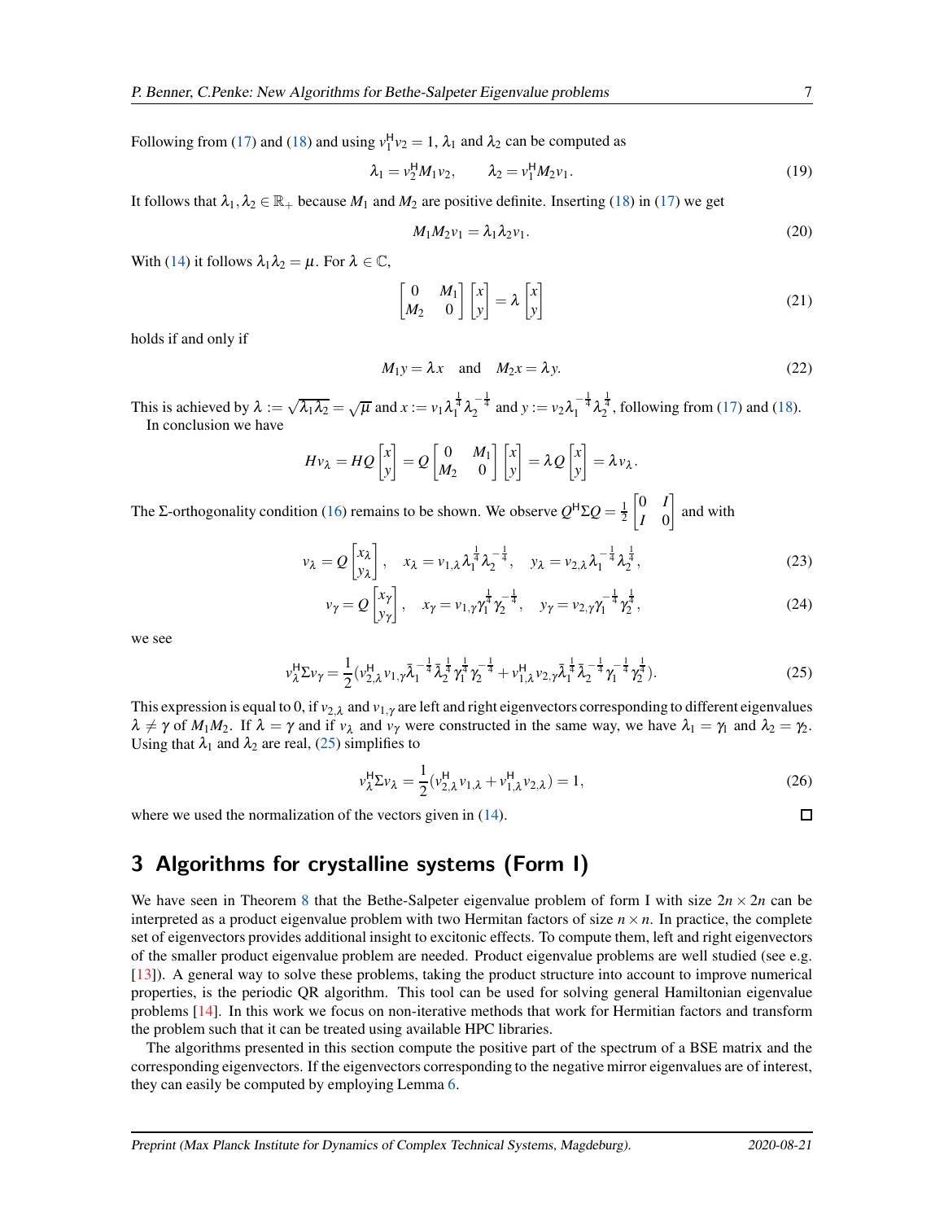Following from (17) and (18) and using $v_1^{\mathsf{H}} v_2 = 1$, $\lambda_1$ and $\lambda_2$ can be computed as

$$\lambda_1 = v_2^{\mathsf{H}} M_1 v_2, \qquad \lambda_2 = v_1^{\mathsf{H}} M_2 v_1. \tag{19}$$

It follows that $\lambda_1, \lambda_2 \in \mathbb{R}_+$ because $M_1$ and $M_2$ are positive definite. Inserting (18) in (17) we get

$$M_1 M_2 v_1 = \lambda_1 \lambda_2 v_1. \tag{20}$$

With (14) it follows $\lambda_1 \lambda_2 = \mu$. For $\lambda \in \mathbb{C}$,

$$\begin{bmatrix} 0 & M_1 \\ M_2 & 0 \end{bmatrix} \begin{bmatrix} x \\ y \end{bmatrix} = \lambda \begin{bmatrix} x \\ y \end{bmatrix} \tag{21}$$

holds if and only if

$$M_1 y = \lambda x \quad \text{and} \quad M_2 x = \lambda y. \tag{22}$$

This is achieved by $\lambda := \sqrt{\lambda_1 \lambda_2} = \sqrt{\mu}$ and $x := v_1 \lambda_1^{\frac{1}{4}} \lambda_2^{-\frac{1}{4}}$ and $y := v_2 \lambda_1^{-\frac{1}{4}} \lambda_2^{\frac{1}{4}}$, following from (17) and (18).

In conclusion we have

$$H v_\lambda = HQ \begin{bmatrix} x \\ y \end{bmatrix} = Q \begin{bmatrix} 0 & M_1 \\ M_2 & 0 \end{bmatrix} \begin{bmatrix} x \\ y \end{bmatrix} = \lambda Q \begin{bmatrix} x \\ y \end{bmatrix} = \lambda v_\lambda.$$

The $\Sigma$-orthogonality condition (16) remains to be shown. We observe $Q^{\mathsf{H}} \Sigma Q = \frac{1}{2} \begin{bmatrix} 0 & I \\ I & 0 \end{bmatrix}$ and with

$$v_\lambda = Q \begin{bmatrix} x_\lambda \\ y_\lambda \end{bmatrix}, \quad x_\lambda = v_{1,\lambda} \lambda_1^{\frac{1}{4}} \lambda_2^{-\frac{1}{4}}, \quad y_\lambda = v_{2,\lambda} \lambda_1^{-\frac{1}{4}} \lambda_2^{\frac{1}{4}}, \tag{23}$$

$$v_\gamma = Q \begin{bmatrix} x_\gamma \\ y_\gamma \end{bmatrix}, \quad x_\gamma = v_{1,\gamma} \gamma_1^{\frac{1}{4}} \gamma_2^{-\frac{1}{4}}, \quad y_\gamma = v_{2,\gamma} \gamma_1^{-\frac{1}{4}} \gamma_2^{\frac{1}{4}}, \tag{24}$$

we see

$$v_\lambda^{\mathsf{H}} \Sigma v_\gamma = \frac{1}{2} \left( v_{2,\lambda}^{\mathsf{H}} v_{1,\gamma} \bar{\lambda}_1^{-\frac{1}{4}} \bar{\lambda}_2^{\frac{1}{4}} \gamma_1^{\frac{1}{4}} \gamma_2^{-\frac{1}{4}} + v_{1,\lambda}^{\mathsf{H}} v_{2,\gamma} \bar{\lambda}_1^{\frac{1}{4}} \bar{\lambda}_2^{-\frac{1}{4}} \gamma_1^{-\frac{1}{4}} \gamma_2^{\frac{1}{4}} \right). \tag{25}$$

This expression is equal to 0, if $v_{2,\lambda}$ and $v_{1,\gamma}$ are left and right eigenvectors corresponding to different eigenvalues $\lambda \neq \gamma$ of $M_1 M_2$. If $\lambda = \gamma$ and if $v_\lambda$ and $v_\gamma$ were constructed in the same way, we have $\lambda_1 = \gamma_1$ and $\lambda_2 = \gamma_2$. Using that $\lambda_1$ and $\lambda_2$ are real, (25) simplifies to

$$v_\lambda^{\mathsf{H}} \Sigma v_\lambda = \frac{1}{2} \left( v_{2,\lambda}^{\mathsf{H}} v_{1,\lambda} + v_{1,\lambda}^{\mathsf{H}} v_{2,\lambda} \right) = 1, \tag{26}$$

where we used the normalization of the vectors given in (14). □

## 3 Algorithms for crystalline systems (Form I)

We have seen in Theorem 8 that the Bethe-Salpeter eigenvalue problem of form I with size $2n \times 2n$ can be interpreted as a product eigenvalue problem with two Hermitan factors of size $n \times n$. In practice, the complete set of eigenvectors provides additional insight to excitonic effects. To compute them, left and right eigenvectors of the smaller product eigenvalue problem are needed. Product eigenvalue problems are well studied (see e.g. [13]). A general way to solve these problems, taking the product structure into account to improve numerical properties, is the periodic QR algorithm. This tool can be used for solving general Hamiltonian eigenvalue problems [14]. In this work we focus on non-iterative methods that work for Hermitian factors and transform the problem such that it can be treated using available HPC libraries.

The algorithms presented in this section compute the positive part of the spectrum of a BSE matrix and the corresponding eigenvectors. If the eigenvectors corresponding to the negative mirror eigenvalues are of interest, they can easily be computed by employing Lemma 6.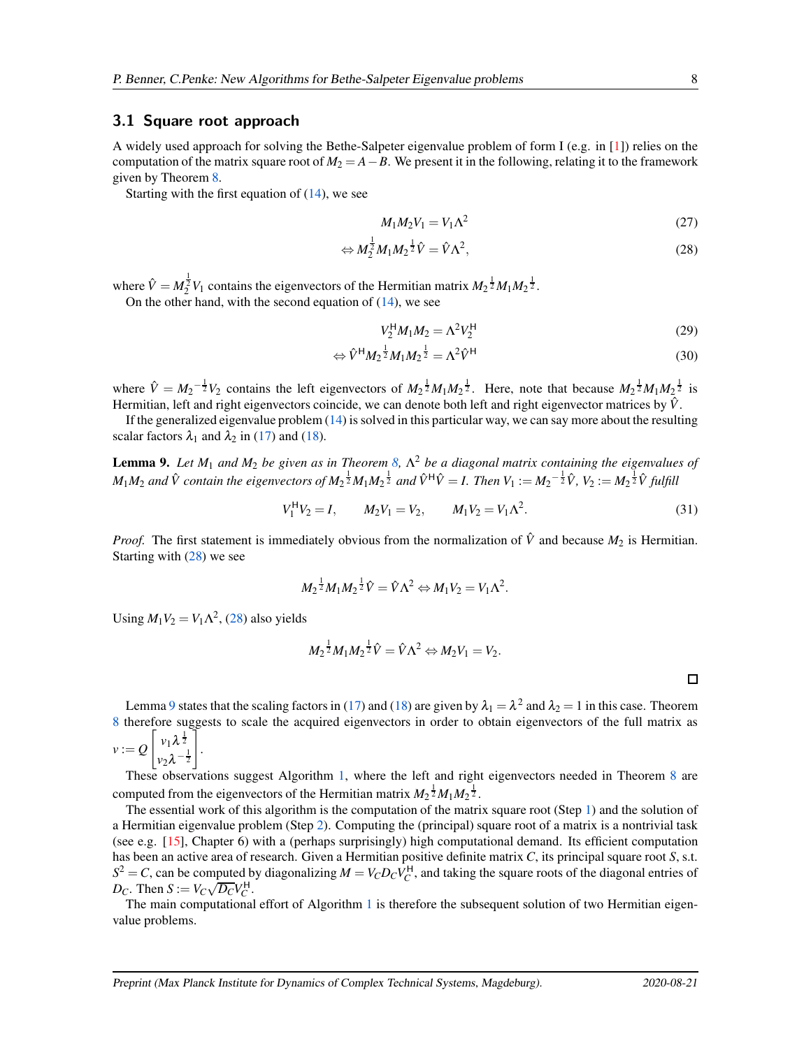### 3.1 Square root approach

A widely used approach for solving the Bethe-Salpeter eigenvalue problem of form I (e.g. in [1]) relies on the computation of the matrix square root of $M_2 = A - B$. We present it in the following, relating it to the framework given by Theorem 8.

Starting with the first equation of (14), we see

$$M_1 M_2 V_1 = V_1 \Lambda^2 \tag{27}$$

$$\Leftrightarrow M_2^{\frac{1}{2}} M_1 M_2^{\frac{1}{2}} \hat{V} = \hat{V} \Lambda^2, \tag{28}$$

where $\hat{V} = M_2^{\frac{1}{2}} V_1$ contains the eigenvectors of the Hermitian matrix $M_2^{\frac{1}{2}} M_1 M_2^{\frac{1}{2}}$.

On the other hand, with the second equation of (14), we see

$$V_2^{\mathsf{H}} M_1 M_2 = \Lambda^2 V_2^{\mathsf{H}} \tag{29}$$

$$\Leftrightarrow \hat{V}^{\mathsf{H}} M_2^{\frac{1}{2}} M_1 M_2^{\frac{1}{2}} = \Lambda^2 \hat{V}^{\mathsf{H}} \tag{30}$$

where $\hat{V} = M_2^{-\frac{1}{2}} V_2$ contains the left eigenvectors of $M_2^{\frac{1}{2}} M_1 M_2^{\frac{1}{2}}$. Here, note that because $M_2^{\frac{1}{2}} M_1 M_2^{\frac{1}{2}}$ is Hermitian, left and right eigenvectors coincide, we can denote both left and right eigenvector matrices by $\hat{V}$.

If the generalized eigenvalue problem (14) is solved in this particular way, we can say more about the resulting scalar factors $\lambda_1$ and $\lambda_2$ in (17) and (18).

**Lemma 9.** *Let $M_1$ and $M_2$ be given as in Theorem 8, $\Lambda^2$ be a diagonal matrix containing the eigenvalues of $M_1 M_2$ and $\hat{V}$ contain the eigenvectors of $M_2^{\frac{1}{2}} M_1 M_2^{\frac{1}{2}}$ and $\hat{V}^{\mathsf{H}} \hat{V} = I$. Then $V_1 := M_2^{-\frac{1}{2}} \hat{V}$, $V_2 := M_2^{\frac{1}{2}} \hat{V}$ fulfill*

$$V_1^{\mathsf{H}} V_2 = I, \qquad M_2 V_1 = V_2, \qquad M_1 V_2 = V_1 \Lambda^2. \tag{31}$$

*Proof.* The first statement is immediately obvious from the normalization of $\hat{V}$ and because $M_2$ is Hermitian. Starting with (28) we see

$$M_2^{\frac{1}{2}} M_1 M_2^{\frac{1}{2}} \hat{V} = \hat{V} \Lambda^2 \Leftrightarrow M_1 V_2 = V_1 \Lambda^2.$$

Using $M_1 V_2 = V_1 \Lambda^2$, (28) also yields

$$M_2^{\frac{1}{2}} M_1 M_2^{\frac{1}{2}} \hat{V} = \hat{V} \Lambda^2 \Leftrightarrow M_2 V_1 = V_2.$$

□

Lemma 9 states that the scaling factors in (17) and (18) are given by $\lambda_1 = \lambda^2$ and $\lambda_2 = 1$ in this case. Theorem 8 therefore suggests to scale the acquired eigenvectors in order to obtain eigenvectors of the full matrix as $v := Q \begin{bmatrix} v_1 \lambda^{\frac{1}{2}} \\ v_2 \lambda^{-\frac{1}{2}} \end{bmatrix}$.

These observations suggest Algorithm 1, where the left and right eigenvectors needed in Theorem 8 are computed from the eigenvectors of the Hermitian matrix $M_2^{\frac{1}{2}} M_1 M_2^{\frac{1}{2}}$.

The essential work of this algorithm is the computation of the matrix square root (Step 1) and the solution of a Hermitian eigenvalue problem (Step 2). Computing the (principal) square root of a matrix is a nontrivial task (see e.g. [15], Chapter 6) with a (perhaps surprisingly) high computational demand. Its efficient computation has been an active area of research. Given a Hermitian positive definite matrix $C$, its principal square root $S$, s.t. $S^2 = C$, can be computed by diagonalizing $M = V_C D_C V_C^{\mathsf{H}}$, and taking the square roots of the diagonal entries of $D_C$. Then $S := V_C \sqrt{D_C} V_C^{\mathsf{H}}$.

The main computational effort of Algorithm 1 is therefore the subsequent solution of two Hermitian eigenvalue problems.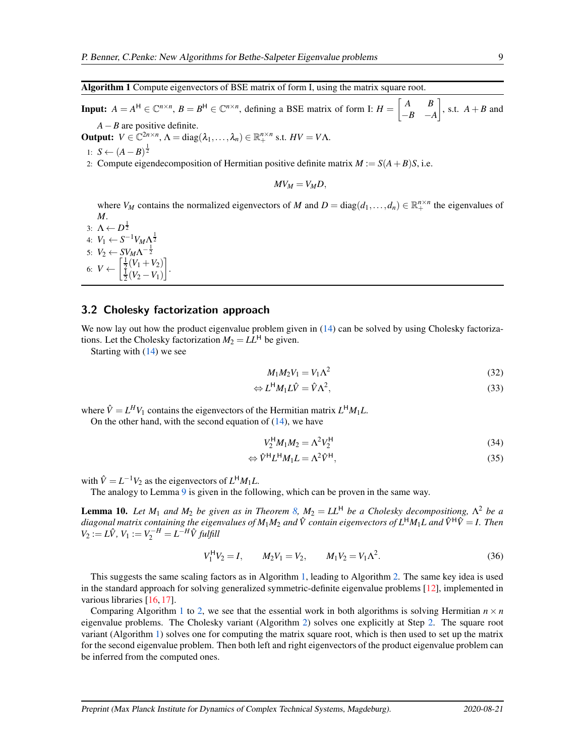**Algorithm 1** Compute eigenvectors of BSE matrix of form I, using the matrix square root.

**Input:** $A = A^{\mathsf{H}} \in \mathbb{C}^{n\times n}$, $B = B^{\mathsf{H}} \in \mathbb{C}^{n\times n}$, defining a BSE matrix of form I: $H = \begin{bmatrix} A & B \\ -B & -A \end{bmatrix}$, s.t. $A+B$ and $A-B$ are positive definite.

**Output:** $V \in \mathbb{C}^{2n\times n}$, $\Lambda = \operatorname{diag}(\lambda_1,\ldots,\lambda_n) \in \mathbb{R}_+^{n\times n}$ s.t. $HV = V\Lambda$.

1: $S \leftarrow (A-B)^{\frac{1}{2}}$

2: Compute eigendecomposition of Hermitian positive definite matrix $M := S(A+B)S$, i.e.

$$MV_M = V_M D,$$

where $V_M$ contains the normalized eigenvectors of $M$ and $D = \operatorname{diag}(d_1,\ldots,d_n) \in \mathbb{R}_+^{n\times n}$ the eigenvalues of $M$.

3: $\Lambda \leftarrow D^{\frac{1}{2}}$

4: $V_1 \leftarrow S^{-1} V_M \Lambda^{\frac{1}{2}}$

5: $V_2 \leftarrow S V_M \Lambda^{-\frac{1}{2}}$

6: $V \leftarrow \begin{bmatrix} \frac{1}{2}(V_1+V_2) \\ \frac{1}{2}(V_2-V_1) \end{bmatrix}$.

## 3.2 Cholesky factorization approach

We now lay out how the product eigenvalue problem given in (14) can be solved by using Cholesky factorizations. Let the Cholesky factorization $M_2 = LL^{\mathsf{H}}$ be given.

Starting with (14) we see

$$M_1 M_2 V_1 = V_1 \Lambda^2 \tag{32}$$

$$\Leftrightarrow L^{\mathsf{H}} M_1 L \hat{V} = \hat{V}\Lambda^2, \tag{33}$$

where $\hat{V} = L^H V_1$ contains the eigenvectors of the Hermitian matrix $L^{\mathsf{H}} M_1 L$.

On the other hand, with the second equation of (14), we have

$$V_2^{\mathsf{H}} M_1 M_2 = \Lambda^2 V_2^{\mathsf{H}} \tag{34}$$

$$\Leftrightarrow \hat{V}^{\mathsf{H}} L^{\mathsf{H}} M_1 L = \Lambda^2 \hat{V}^{\mathsf{H}}, \tag{35}$$

with $\hat{V} = L^{-1} V_2$ as the eigenvectors of $L^{\mathsf{H}} M_1 L$.

The analogy to Lemma 9 is given in the following, which can be proven in the same way.

**Lemma 10.** *Let $M_1$ and $M_2$ be given as in Theorem 8, $M_2 = LL^{\mathsf{H}}$ be a Cholesky decompositiong, $\Lambda^2$ be a diagonal matrix containing the eigenvalues of $M_1M_2$ and $\hat{V}$ contain eigenvectors of $L^{\mathsf{H}}M_1L$ and $\hat{V}^{\mathsf{H}}\hat{V} = I$. Then $V_2 := L\hat{V}$, $V_1 := V_2^{-H} = L^{-H}\hat{V}$ fulfill*

$$V_1^{\mathsf{H}} V_2 = I, \qquad M_2 V_1 = V_2, \qquad M_1 V_2 = V_1 \Lambda^2. \tag{36}$$

This suggests the same scaling factors as in Algorithm 1, leading to Algorithm 2. The same key idea is used in the standard approach for solving generalized symmetric-definite eigenvalue problems [12], implemented in various libraries [16, 17].

Comparing Algorithm 1 to 2, we see that the essential work in both algorithms is solving Hermitian $n\times n$ eigenvalue problems. The Cholesky variant (Algorithm 2) solves one explicitly at Step 2. The square root variant (Algorithm 1) solves one for computing the matrix square root, which is then used to set up the matrix for the second eigenvalue problem. Then both left and right eigenvectors of the product eigenvalue problem can be inferred from the computed ones.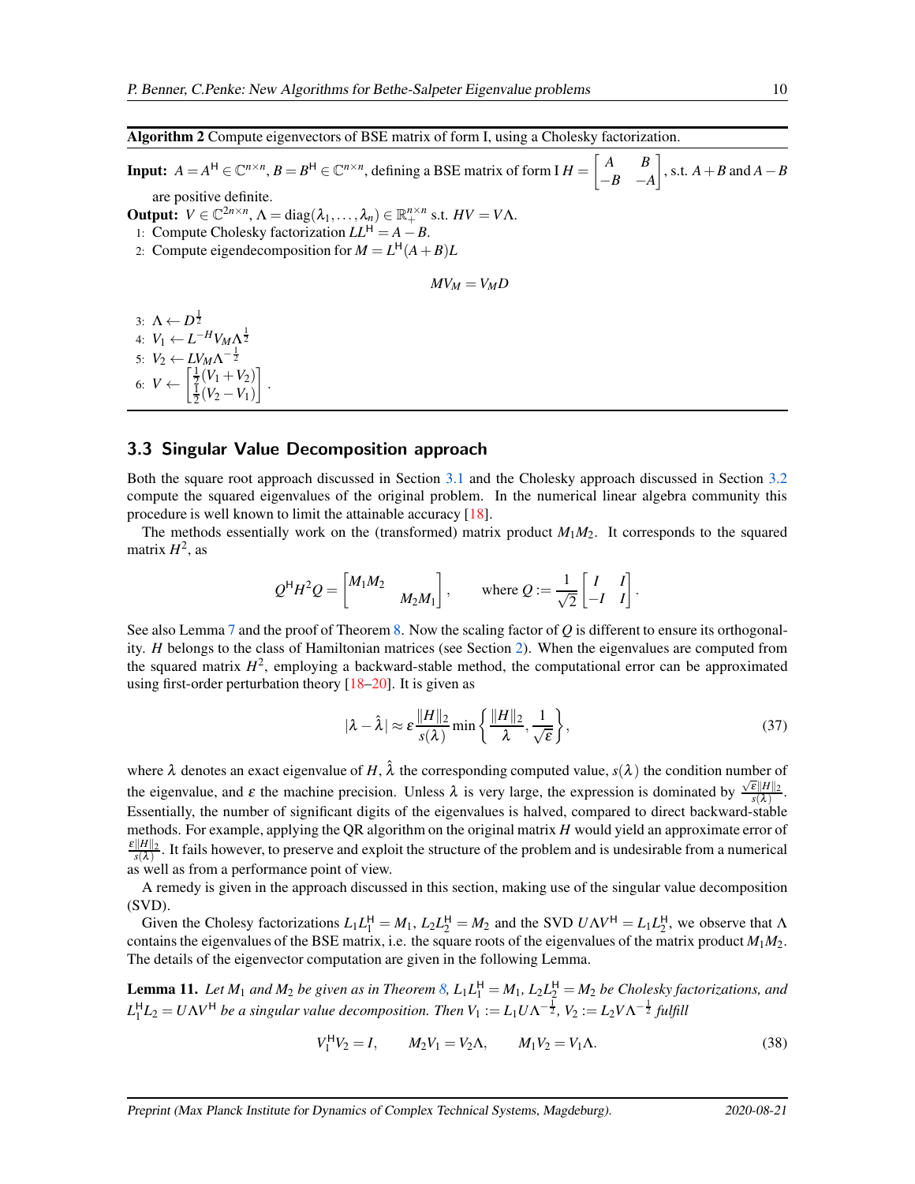**Algorithm 2** Compute eigenvectors of BSE matrix of form I, using a Cholesky factorization.

**Input:** $A = A^{\mathsf{H}} \in \mathbb{C}^{n\times n}$, $B = B^{\mathsf{H}} \in \mathbb{C}^{n\times n}$, defining a BSE matrix of form I $H = \begin{bmatrix} A & B \\ -B & -A \end{bmatrix}$, s.t. $A+B$ and $A-B$ are positive definite.

**Output:** $V \in \mathbb{C}^{2n\times n}$, $\Lambda = \operatorname{diag}(\lambda_1, \ldots, \lambda_n) \in \mathbb{R}_+^{n\times n}$ s.t. $HV = V\Lambda$.

1: Compute Cholesky factorization $LL^{\mathsf{H}} = A - B$.

2: Compute eigendecomposition for $M = L^{\mathsf{H}}(A+B)L$

$$MV_M = V_M D$$

3: $\Lambda \leftarrow D^{\frac{1}{2}}$

4: $V_1 \leftarrow L^{-H} V_M \Lambda^{\frac{1}{2}}$

5: $V_2 \leftarrow L V_M \Lambda^{-\frac{1}{2}}$

6: $V \leftarrow \begin{bmatrix} \frac{1}{2}(V_1 + V_2) \\ \frac{1}{2}(V_2 - V_1) \end{bmatrix}$.

## 3.3 Singular Value Decomposition approach

Both the square root approach discussed in Section 3.1 and the Cholesky approach discussed in Section 3.2 compute the squared eigenvalues of the original problem. In the numerical linear algebra community this procedure is well known to limit the attainable accuracy [18].

The methods essentially work on the (transformed) matrix product $M_1M_2$. It corresponds to the squared matrix $H^2$, as

$$Q^{\mathsf{H}} H^2 Q = \begin{bmatrix} M_1M_2 & \\ & M_2M_1 \end{bmatrix}, \qquad \text{where } Q := \frac{1}{\sqrt{2}} \begin{bmatrix} I & I \\ -I & I \end{bmatrix}.$$

See also Lemma 7 and the proof of Theorem 8. Now the scaling factor of $Q$ is different to ensure its orthogonality. $H$ belongs to the class of Hamiltonian matrices (see Section 2). When the eigenvalues are computed from the squared matrix $H^2$, employing a backward-stable method, the computational error can be approximated using first-order perturbation theory [18–20]. It is given as

$$|\lambda - \hat{\lambda}| \approx \varepsilon \frac{\|H\|_2}{s(\lambda)} \min\left\{ \frac{\|H\|_2}{\lambda}, \frac{1}{\sqrt{\varepsilon}} \right\}, \tag{37}$$

where $\lambda$ denotes an exact eigenvalue of $H$, $\hat{\lambda}$ the corresponding computed value, $s(\lambda)$ the condition number of the eigenvalue, and $\varepsilon$ the machine precision. Unless $\lambda$ is very large, the expression is dominated by $\frac{\sqrt{\varepsilon}\|H\|_2}{s(\lambda)}$. Essentially, the number of significant digits of the eigenvalues is halved, compared to direct backward-stable methods. For example, applying the QR algorithm on the original matrix $H$ would yield an approximate error of $\frac{\varepsilon\|H\|_2}{s(\lambda)}$. It fails however, to preserve and exploit the structure of the problem and is undesirable from a numerical as well as from a performance point of view.

A remedy is given in the approach discussed in this section, making use of the singular value decomposition (SVD).

Given the Cholesy factorizations $L_1L_1^{\mathsf{H}} = M_1$, $L_2L_2^{\mathsf{H}} = M_2$ and the SVD $U\Lambda V^{\mathsf{H}} = L_1L_2^{\mathsf{H}}$, we observe that $\Lambda$ contains the eigenvalues of the BSE matrix, i.e. the square roots of the eigenvalues of the matrix product $M_1M_2$. The details of the eigenvector computation are given in the following Lemma.

**Lemma 11.** *Let $M_1$ and $M_2$ be given as in Theorem 8, $L_1L_1^{\mathsf{H}} = M_1$, $L_2L_2^{\mathsf{H}} = M_2$ be Cholesky factorizations, and $L_1^{\mathsf{H}}L_2 = U\Lambda V^{\mathsf{H}}$ be a singular value decomposition. Then $V_1 := L_1U\Lambda^{-\frac{1}{2}}$, $V_2 := L_2V\Lambda^{-\frac{1}{2}}$ fulfill*

$$V_1^{\mathsf{H}}V_2 = I, \qquad M_2V_1 = V_2\Lambda, \qquad M_1V_2 = V_1\Lambda. \tag{38}$$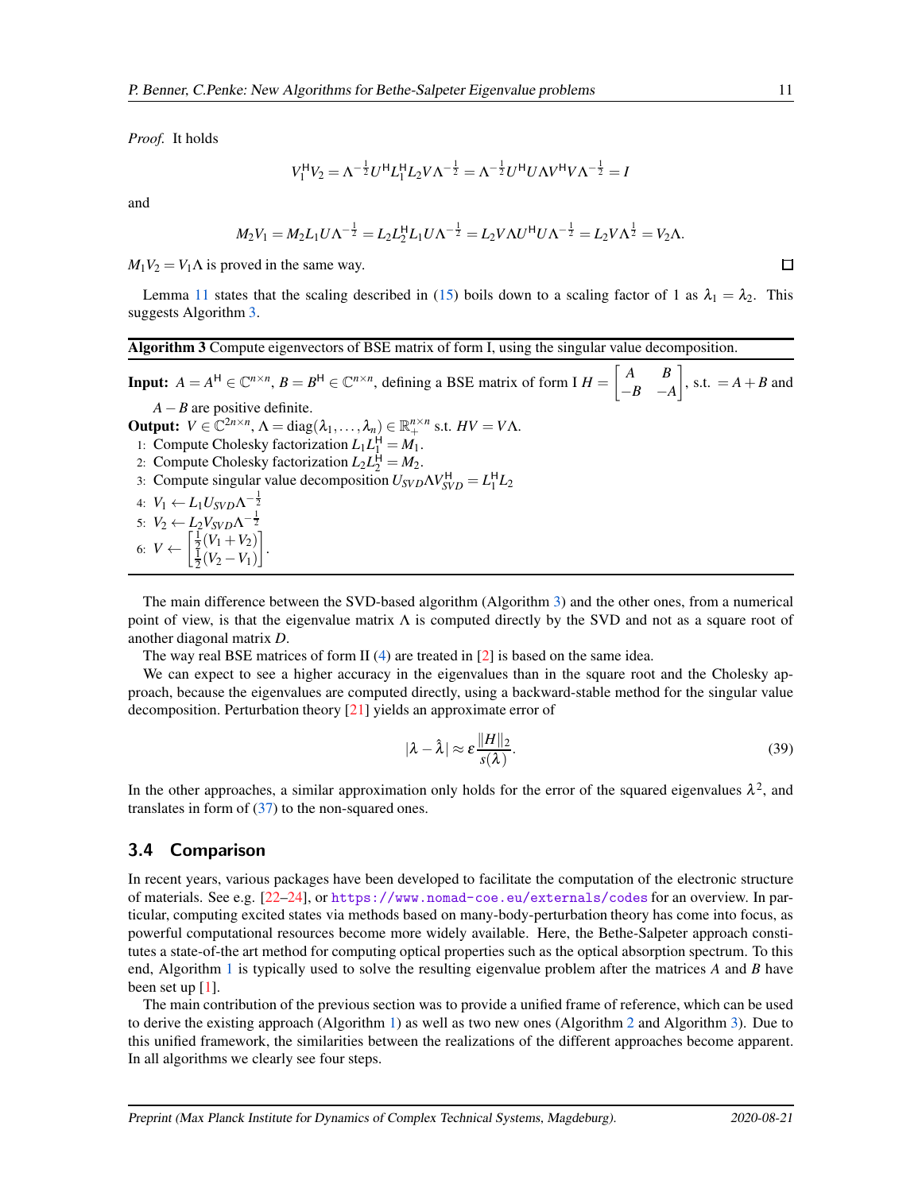*Proof.* It holds

$$V_1^{\mathsf{H}} V_2 = \Lambda^{-\frac{1}{2}} U^{\mathsf{H}} L_1^{\mathsf{H}} L_2 V \Lambda^{-\frac{1}{2}} = \Lambda^{-\frac{1}{2}} U^{\mathsf{H}} U \Lambda V^{\mathsf{H}} V \Lambda^{-\frac{1}{2}} = I$$

and

$$M_2 V_1 = M_2 L_1 U \Lambda^{-\frac{1}{2}} = L_2 L_2^{\mathsf{H}} L_1 U \Lambda^{-\frac{1}{2}} = L_2 V \Lambda U^{\mathsf{H}} U \Lambda^{-\frac{1}{2}} = L_2 V \Lambda^{\frac{1}{2}} = V_2 \Lambda.$$

$M_1 V_2 = V_1 \Lambda$ is proved in the same way. ☐

Lemma 11 states that the scaling described in (15) boils down to a scaling factor of 1 as $\lambda_1 = \lambda_2$. This suggests Algorithm 3.

---

**Algorithm 3** Compute eigenvectors of BSE matrix of form I, using the singular value decomposition.

---

**Input:** $A = A^{\mathsf{H}} \in \mathbb{C}^{n \times n}$, $B = B^{\mathsf{H}} \in \mathbb{C}^{n \times n}$, defining a BSE matrix of form I $H = \begin{bmatrix} A & B \\ -B & -A \end{bmatrix}$, s.t. $= A + B$ and $A - B$ are positive definite.

**Output:** $V \in \mathbb{C}^{2n \times n}$, $\Lambda = \operatorname{diag}(\lambda_1, \ldots, \lambda_n) \in \mathbb{R}_+^{n \times n}$ s.t. $HV = V\Lambda$.

1: Compute Cholesky factorization $L_1 L_1^{\mathsf{H}} = M_1$.
2: Compute Cholesky factorization $L_2 L_2^{\mathsf{H}} = M_2$.
3: Compute singular value decomposition $U_{SVD} \Lambda V_{SVD}^{\mathsf{H}} = L_1^{\mathsf{H}} L_2$
4: $V_1 \leftarrow L_1 U_{SVD} \Lambda^{-\frac{1}{2}}$
5: $V_2 \leftarrow L_2 V_{SVD} \Lambda^{-\frac{1}{2}}$
6: $V \leftarrow \begin{bmatrix} \frac{1}{2}(V_1 + V_2) \\ \frac{1}{2}(V_2 - V_1) \end{bmatrix}$.

---

The main difference between the SVD-based algorithm (Algorithm 3) and the other ones, from a numerical point of view, is that the eigenvalue matrix $\Lambda$ is computed directly by the SVD and not as a square root of another diagonal matrix $D$.

The way real BSE matrices of form II (4) are treated in [2] is based on the same idea.

We can expect to see a higher accuracy in the eigenvalues than in the square root and the Cholesky approach, because the eigenvalues are computed directly, using a backward-stable method for the singular value decomposition. Perturbation theory [21] yields an approximate error of

$$|\lambda - \hat{\lambda}| \approx \varepsilon \frac{\|H\|_2}{s(\lambda)}. \tag{39}$$

In the other approaches, a similar approximation only holds for the error of the squared eigenvalues $\lambda^2$, and translates in form of (37) to the non-squared ones.

## 3.4 Comparison

In recent years, various packages have been developed to facilitate the computation of the electronic structure of materials. See e.g. [22–24], or https://www.nomad-coe.eu/externals/codes for an overview. In particular, computing excited states via methods based on many-body-perturbation theory has come into focus, as powerful computational resources become more widely available. Here, the Bethe-Salpeter approach constitutes a state-of-the art method for computing optical properties such as the optical absorption spectrum. To this end, Algorithm 1 is typically used to solve the resulting eigenvalue problem after the matrices $A$ and $B$ have been set up [1].

The main contribution of the previous section was to provide a unified frame of reference, which can be used to derive the existing approach (Algorithm 1) as well as two new ones (Algorithm 2 and Algorithm 3). Due to this unified framework, the similarities between the realizations of the different approaches become apparent. In all algorithms we clearly see four steps.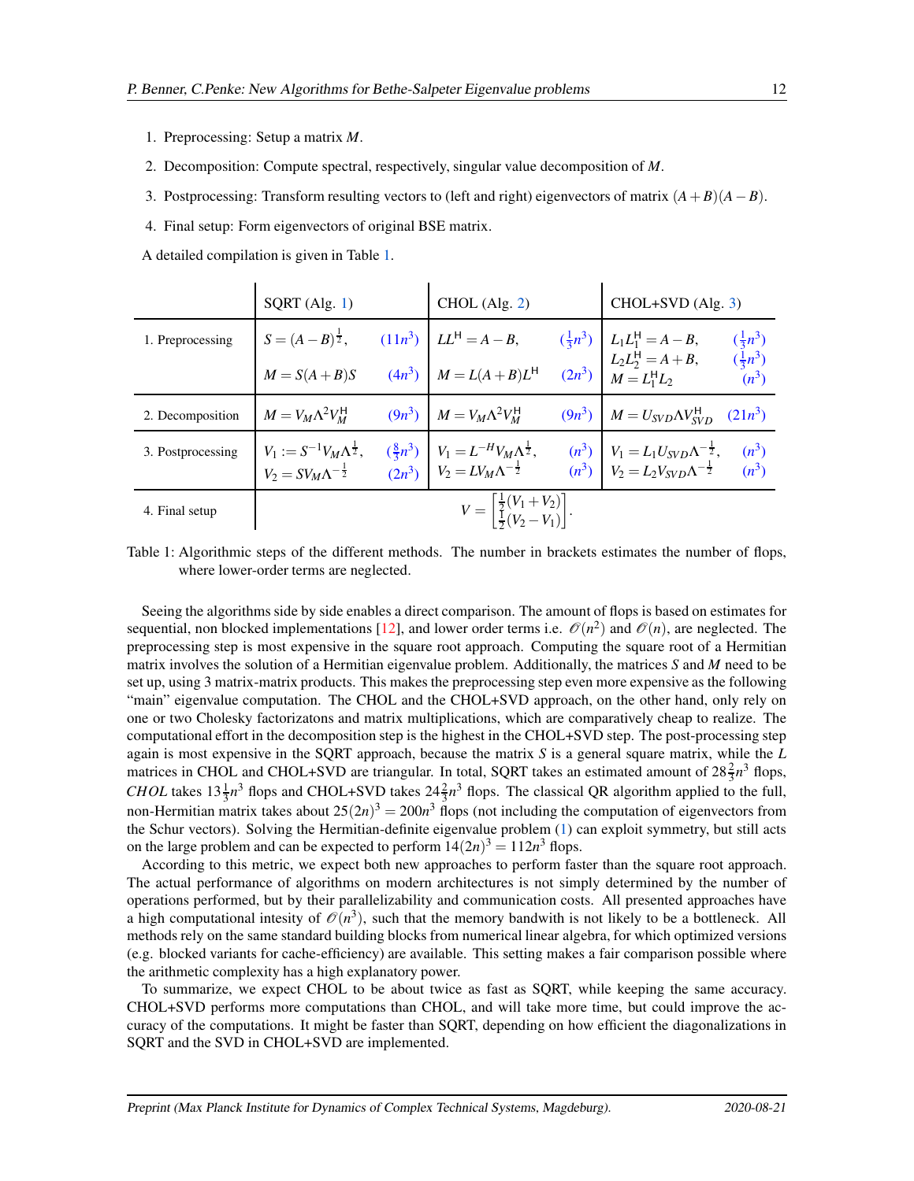1. Preprocessing: Setup a matrix $M$.
2. Decomposition: Compute spectral, respectively, singular value decomposition of $M$.
3. Postprocessing: Transform resulting vectors to (left and right) eigenvectors of matrix $(A+B)(A-B)$.
4. Final setup: Form eigenvectors of original BSE matrix.

A detailed compilation is given in Table 1.

| | SQRT (Alg. 1) | CHOL (Alg. 2) | CHOL+SVD (Alg. 3) |
|---|---|---|---|
| 1. Preprocessing | $S=(A-B)^{\frac{1}{2}}$, $(11n^3)$<br>$M=S(A+B)S$ $(4n^3)$ | $LL^{\mathsf{H}}=A-B$, $(\frac{1}{3}n^3)$<br>$M=L(A+B)L^{\mathsf{H}}$ $(2n^3)$ | $L_1L_1^{\mathsf{H}}=A-B$, $(\frac{1}{3}n^3)$<br>$L_2L_2^{\mathsf{H}}=A+B$, $(\frac{1}{3}n^3)$<br>$M=L_1^{\mathsf{H}}L_2$ $(n^3)$ |
| 2. Decomposition | $M=V_M\Lambda^2V_M^{\mathsf{H}}$ $(9n^3)$ | $M=V_M\Lambda^2V_M^{\mathsf{H}}$ $(9n^3)$ | $M=U_{SVD}\Lambda V_{SVD}^{\mathsf{H}}$ $(21n^3)$ |
| 3. Postprocessing | $V_1:=S^{-1}V_M\Lambda^{\frac{1}{2}}$, $(\frac{8}{3}n^3)$<br>$V_2=SV_M\Lambda^{-\frac{1}{2}}$ $(2n^3)$ | $V_1=L^{-H}V_M\Lambda^{\frac{1}{2}}$, $(n^3)$<br>$V_2=LV_M\Lambda^{-\frac{1}{2}}$ $(n^3)$ | $V_1=L_1U_{SVD}\Lambda^{-\frac{1}{2}}$, $(n^3)$<br>$V_2=L_2V_{SVD}\Lambda^{-\frac{1}{2}}$ $(n^3)$ |
| 4. Final setup | $V=\begin{bmatrix}\frac{1}{2}(V_1+V_2)\\ \frac{1}{2}(V_2-V_1)\end{bmatrix}$. | | |

Table 1: Algorithmic steps of the different methods. The number in brackets estimates the number of flops, where lower-order terms are neglected.

Seeing the algorithms side by side enables a direct comparison. The amount of flops is based on estimates for sequential, non blocked implementations [12], and lower order terms i.e. $\mathcal{O}(n^2)$ and $\mathcal{O}(n)$, are neglected. The preprocessing step is most expensive in the square root approach. Computing the square root of a Hermitian matrix involves the solution of a Hermitian eigenvalue problem. Additionally, the matrices $S$ and $M$ need to be set up, using 3 matrix-matrix products. This makes the preprocessing step even more expensive as the following "main" eigenvalue computation. The CHOL and the CHOL+SVD approach, on the other hand, only rely on one or two Cholesky factorizatons and matrix multiplications, which are comparatively cheap to realize. The computational effort in the decomposition step is the highest in the CHOL+SVD step. The post-processing step again is most expensive in the SQRT approach, because the matrix $S$ is a general square matrix, while the $L$ matrices in CHOL and CHOL+SVD are triangular. In total, SQRT takes an estimated amount of $28\frac{2}{3}n^3$ flops, *CHOL* takes $13\frac{1}{3}n^3$ flops and CHOL+SVD takes $24\frac{2}{3}n^3$ flops. The classical QR algorithm applied to the full, non-Hermitian matrix takes about $25(2n)^3 = 200n^3$ flops (not including the computation of eigenvectors from the Schur vectors). Solving the Hermitian-definite eigenvalue problem (1) can exploit symmetry, but still acts on the large problem and can be expected to perform $14(2n)^3 = 112n^3$ flops.

According to this metric, we expect both new approaches to perform faster than the square root approach. The actual performance of algorithms on modern architectures is not simply determined by the number of operations performed, but by their parallelizability and communication costs. All presented approaches have a high computational intesity of $\mathcal{O}(n^3)$, such that the memory bandwith is not likely to be a bottleneck. All methods rely on the same standard building blocks from numerical linear algebra, for which optimized versions (e.g. blocked variants for cache-efficiency) are available. This setting makes a fair comparison possible where the arithmetic complexity has a high explanatory power.

To summarize, we expect CHOL to be about twice as fast as SQRT, while keeping the same accuracy. CHOL+SVD performs more computations than CHOL, and will take more time, but could improve the accuracy of the computations. It might be faster than SQRT, depending on how efficient the diagonalizations in SQRT and the SVD in CHOL+SVD are implemented.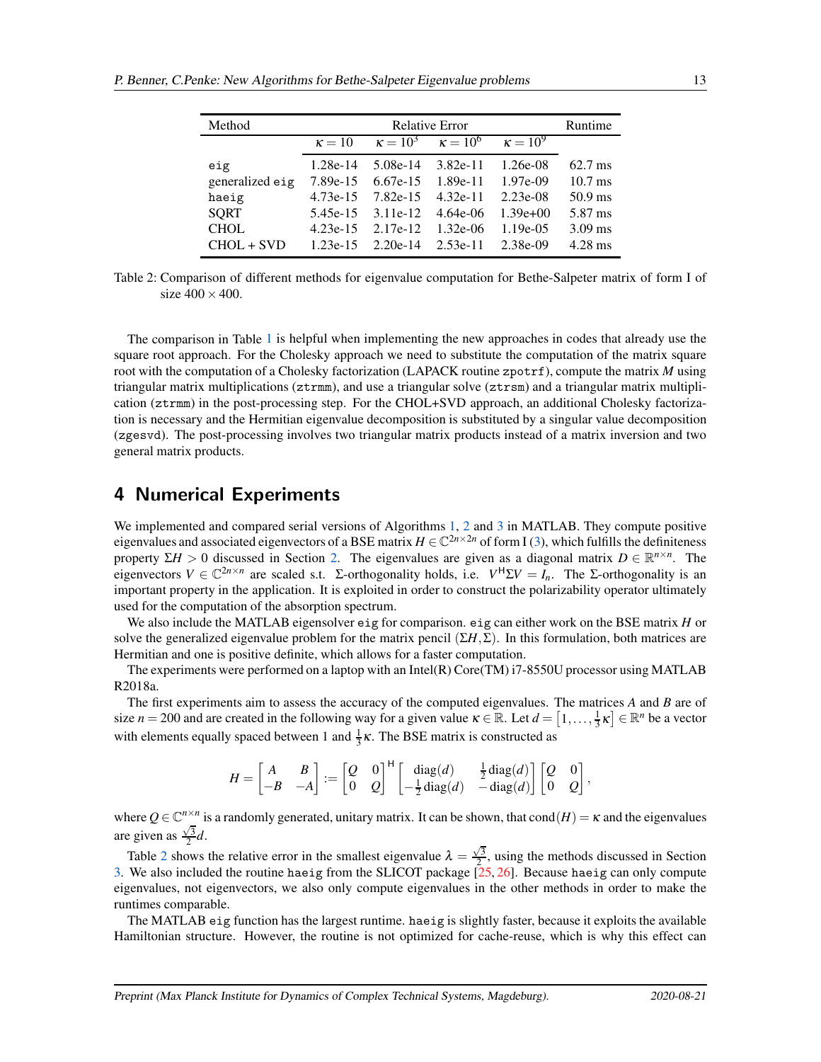| Method | Relative Error | | | | Runtime |
|---|---|---|---|---|---|
| | $\kappa = 10$ | $\kappa = 10^3$ | $\kappa = 10^6$ | $\kappa = 10^9$ | |
| `eig` | 1.28e-14 | 5.08e-14 | 3.82e-11 | 1.26e-08 | 62.7 ms |
| generalized `eig` | 7.89e-15 | 6.67e-15 | 1.89e-11 | 1.97e-09 | 10.7 ms |
| `haeig` | 4.73e-15 | 7.82e-15 | 4.32e-11 | 2.23e-08 | 50.9 ms |
| SQRT | 5.45e-15 | 3.11e-12 | 4.64e-06 | 1.39e+00 | 5.87 ms |
| CHOL | 4.23e-15 | 2.17e-12 | 1.32e-06 | 1.19e-05 | 3.09 ms |
| CHOL + SVD | 1.23e-15 | 2.20e-14 | 2.53e-11 | 2.38e-09 | 4.28 ms |

Table 2: Comparison of different methods for eigenvalue computation for Bethe-Salpeter matrix of form I of size $400 \times 400$.

The comparison in Table 1 is helpful when implementing the new approaches in codes that already use the square root approach. For the Cholesky approach we need to substitute the computation of the matrix square root with the computation of a Cholesky factorization (LAPACK routine `zpotrf`), compute the matrix $M$ using triangular matrix multiplications (`ztrmm`), and use a triangular solve (`ztrsm`) and a triangular matrix multiplication (`ztrmm`) in the post-processing step. For the CHOL+SVD approach, an additional Cholesky factorization is necessary and the Hermitian eigenvalue decomposition is substituted by a singular value decomposition (`zgesvd`). The post-processing involves two triangular matrix products instead of a matrix inversion and two general matrix products.

## 4 Numerical Experiments

We implemented and compared serial versions of Algorithms 1, 2 and 3 in MATLAB. They compute positive eigenvalues and associated eigenvectors of a BSE matrix $H \in \mathbb{C}^{2n\times 2n}$ of form I (3), which fulfills the definiteness property $\Sigma H > 0$ discussed in Section 2. The eigenvalues are given as a diagonal matrix $D \in \mathbb{R}^{n\times n}$. The eigenvectors $V \in \mathbb{C}^{2n\times n}$ are scaled s.t. $\Sigma$-orthogonality holds, i.e. $V^{\mathsf{H}}\Sigma V = I_n$. The $\Sigma$-orthogonality is an important property in the application. It is exploited in order to construct the polarizability operator ultimately used for the computation of the absorption spectrum.

We also include the MATLAB eigensolver `eig` for comparison. `eig` can either work on the BSE matrix $H$ or solve the generalized eigenvalue problem for the matrix pencil $(\Sigma H, \Sigma)$. In this formulation, both matrices are Hermitian and one is positive definite, which allows for a faster computation.

The experiments were performed on a laptop with an Intel(R) Core(TM) i7-8550U processor using MATLAB R2018a.

The first experiments aim to assess the accuracy of the computed eigenvalues. The matrices $A$ and $B$ are of size $n = 200$ and are created in the following way for a given value $\kappa \in \mathbb{R}$. Let $d = \left[1, \ldots, \frac{1}{3}\kappa\right] \in \mathbb{R}^n$ be a vector with elements equally spaced between 1 and $\frac{1}{3}\kappa$. The BSE matrix is constructed as

$$H = \begin{bmatrix} A & B \\ -B & -A \end{bmatrix} := \begin{bmatrix} Q & 0 \\ 0 & Q \end{bmatrix}^{\mathsf{H}} \begin{bmatrix} \operatorname{diag}(d) & \frac{1}{2}\operatorname{diag}(d) \\ -\frac{1}{2}\operatorname{diag}(d) & -\operatorname{diag}(d) \end{bmatrix} \begin{bmatrix} Q & 0 \\ 0 & Q \end{bmatrix},$$

where $Q \in \mathbb{C}^{n\times n}$ is a randomly generated, unitary matrix. It can be shown, that $\operatorname{cond}(H) = \kappa$ and the eigenvalues are given as $\frac{\sqrt{3}}{2}d$.

Table 2 shows the relative error in the smallest eigenvalue $\lambda = \frac{\sqrt{3}}{2}$, using the methods discussed in Section 3. We also included the routine `haeig` from the SLICOT package [25, 26]. Because `haeig` can only compute eigenvalues, not eigenvectors, we also only compute eigenvalues in the other methods in order to make the runtimes comparable.

The MATLAB `eig` function has the largest runtime. `haeig` is slightly faster, because it exploits the available Hamiltonian structure. However, the routine is not optimized for cache-reuse, which is why this effect can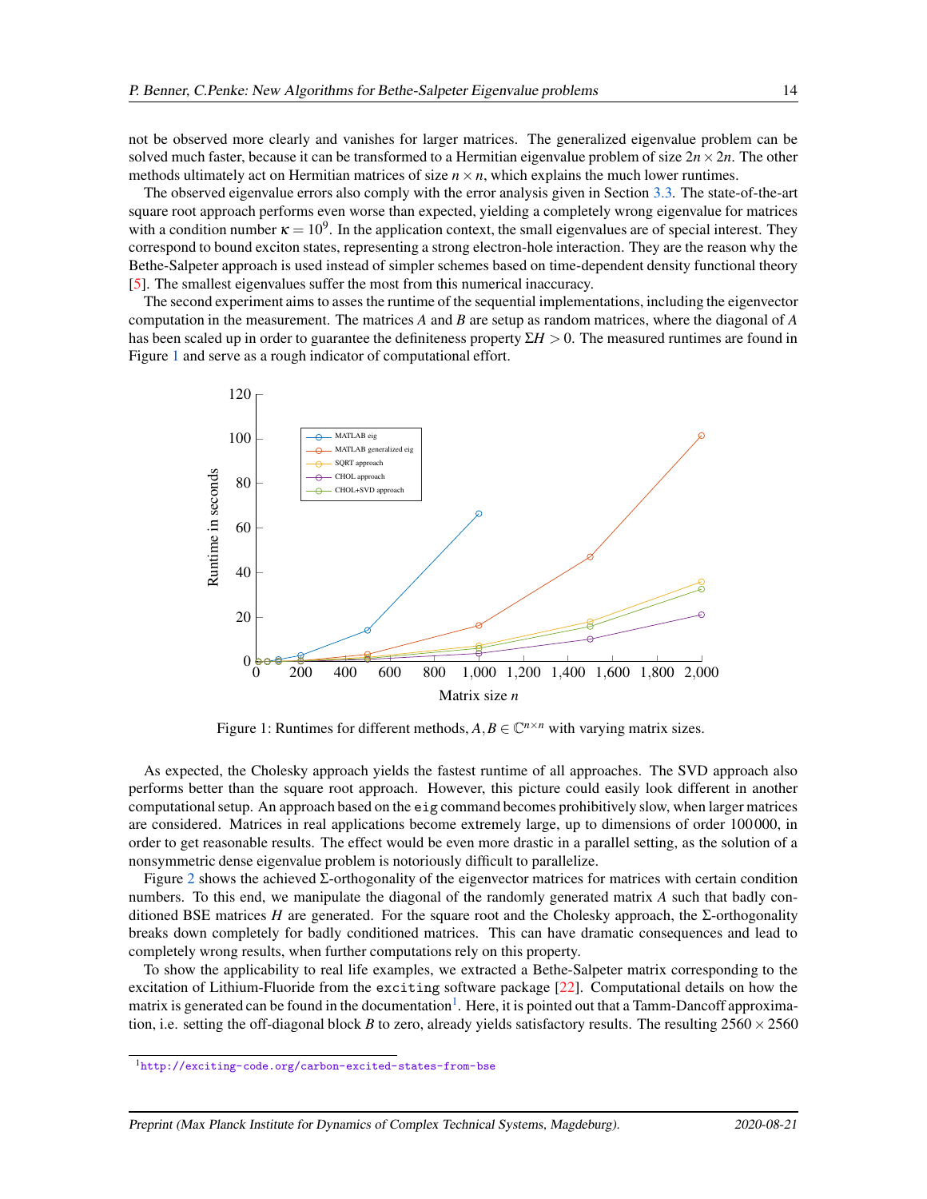not be observed more clearly and vanishes for larger matrices. The generalized eigenvalue problem can be solved much faster, because it can be transformed to a Hermitian eigenvalue problem of size $2n \times 2n$. The other methods ultimately act on Hermitian matrices of size $n \times n$, which explains the much lower runtimes.

The observed eigenvalue errors also comply with the error analysis given in Section 3.3. The state-of-the-art square root approach performs even worse than expected, yielding a completely wrong eigenvalue for matrices with a condition number $\kappa = 10^9$. In the application context, the small eigenvalues are of special interest. They correspond to bound exciton states, representing a strong electron-hole interaction. They are the reason why the Bethe-Salpeter approach is used instead of simpler schemes based on time-dependent density functional theory [5]. The smallest eigenvalues suffer the most from this numerical inaccuracy.

The second experiment aims to asses the runtime of the sequential implementations, including the eigenvector computation in the measurement. The matrices $A$ and $B$ are setup as random matrices, where the diagonal of $A$ has been scaled up in order to guarantee the definiteness property $\Sigma H > 0$. The measured runtimes are found in Figure 1 and serve as a rough indicator of computational effort.

Figure 1: Runtimes for different methods, $A, B \in \mathbb{C}^{n \times n}$ with varying matrix sizes.

As expected, the Cholesky approach yields the fastest runtime of all approaches. The SVD approach also performs better than the square root approach. However, this picture could easily look different in another computational setup. An approach based on the `eig` command becomes prohibitively slow, when larger matrices are considered. Matrices in real applications become extremely large, up to dimensions of order 100000, in order to get reasonable results. The effect would be even more drastic in a parallel setting, as the solution of a nonsymmetric dense eigenvalue problem is notoriously difficult to parallelize.

Figure 2 shows the achieved $\Sigma$-orthogonality of the eigenvector matrices for matrices with certain condition numbers. To this end, we manipulate the diagonal of the randomly generated matrix $A$ such that badly conditioned BSE matrices $H$ are generated. For the square root and the Cholesky approach, the $\Sigma$-orthogonality breaks down completely for badly conditioned matrices. This can have dramatic consequences and lead to completely wrong results, when further computations rely on this property.

To show the applicability to real life examples, we extracted a Bethe-Salpeter matrix corresponding to the excitation of Lithium-Fluoride from the `exciting` software package [22]. Computational details on how the matrix is generated can be found in the documentation[1]. Here, it is pointed out that a Tamm-Dancoff approximation, i.e. setting the off-diagonal block $B$ to zero, already yields satisfactory results. The resulting $2560 \times 2560$

[1] http://exciting-code.org/carbon-excited-states-from-bse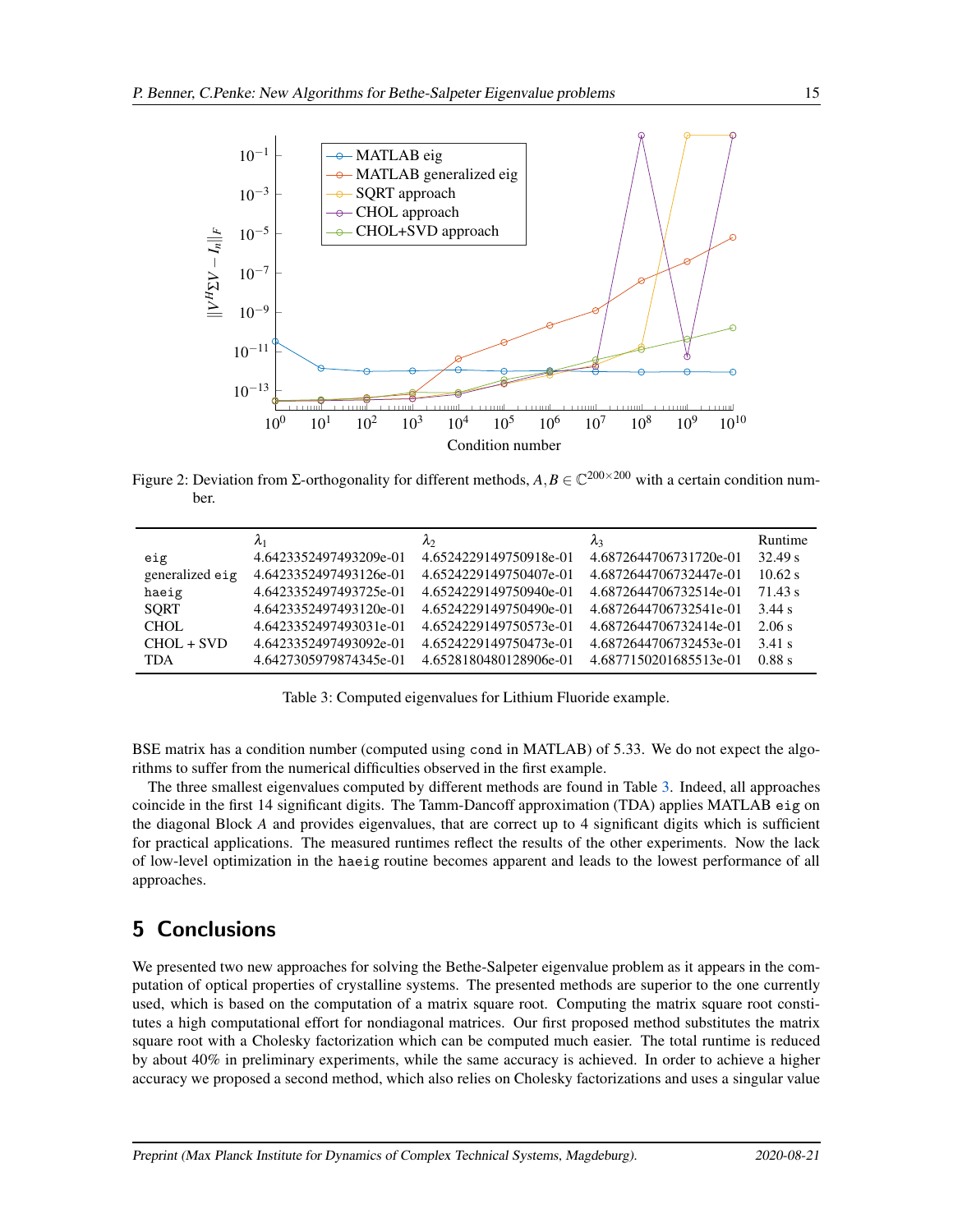Figure 2: Deviation from Σ-orthogonality for different methods, $A, B \in \mathbb{C}^{200\times 200}$ with a certain condition number.

| | $\lambda_1$ | $\lambda_2$ | $\lambda_3$ | Runtime |
|---|---|---|---|---|
| `eig` | 4.6423352497493209e-01 | 4.6524229149750918e-01 | 4.6872644706731720e-01 | 32.49 s |
| generalized `eig` | 4.6423352497493126e-01 | 4.6524229149750407e-01 | 4.6872644706732447e-01 | 10.62 s |
| `haeig` | 4.6423352497493725e-01 | 4.6524229149750940e-01 | 4.6872644706732514e-01 | 71.43 s |
| SQRT | 4.6423352497493120e-01 | 4.6524229149750490e-01 | 4.6872644706732541e-01 | 3.44 s |
| CHOL | 4.6423352497493031e-01 | 4.6524229149750573e-01 | 4.6872644706732414e-01 | 2.06 s |
| CHOL + SVD | 4.6423352497493092e-01 | 4.6524229149750473e-01 | 4.6872644706732453e-01 | 3.41 s |
| TDA | 4.6427305979874345e-01 | 4.6528180480128906e-01 | 4.6877150201685513e-01 | 0.88 s |

Table 3: Computed eigenvalues for Lithium Fluoride example.

BSE matrix has a condition number (computed using `cond` in MATLAB) of 5.33. We do not expect the algorithms to suffer from the numerical difficulties observed in the first example.

The three smallest eigenvalues computed by different methods are found in Table 3. Indeed, all approaches coincide in the first 14 significant digits. The Tamm-Dancoff approximation (TDA) applies MATLAB `eig` on the diagonal Block $A$ and provides eigenvalues, that are correct up to 4 significant digits which is sufficient for practical applications. The measured runtimes reflect the results of the other experiments. Now the lack of low-level optimization in the `haeig` routine becomes apparent and leads to the lowest performance of all approaches.

## 5 Conclusions

We presented two new approaches for solving the Bethe-Salpeter eigenvalue problem as it appears in the computation of optical properties of crystalline systems. The presented methods are superior to the one currently used, which is based on the computation of a matrix square root. Computing the matrix square root constitutes a high computational effort for nondiagonal matrices. Our first proposed method substitutes the matrix square root with a Cholesky factorization which can be computed much easier. The total runtime is reduced by about 40% in preliminary experiments, while the same accuracy is achieved. In order to achieve a higher accuracy we proposed a second method, which also relies on Cholesky factorizations and uses a singular value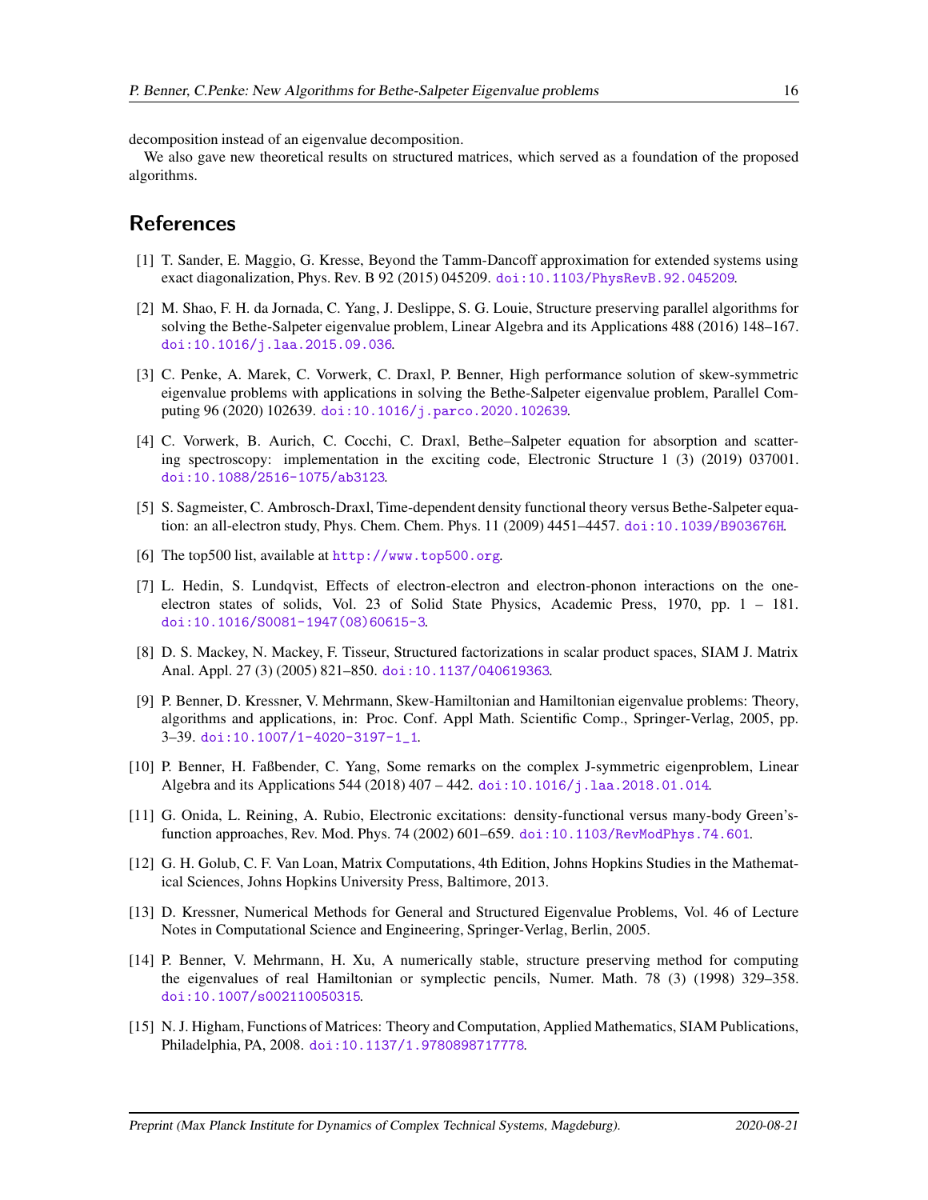decomposition instead of an eigenvalue decomposition.

We also gave new theoretical results on structured matrices, which served as a foundation of the proposed algorithms.

## References

[1] T. Sander, E. Maggio, G. Kresse, Beyond the Tamm-Dancoff approximation for extended systems using exact diagonalization, Phys. Rev. B 92 (2015) 045209. doi:10.1103/PhysRevB.92.045209.

[2] M. Shao, F. H. da Jornada, C. Yang, J. Deslippe, S. G. Louie, Structure preserving parallel algorithms for solving the Bethe-Salpeter eigenvalue problem, Linear Algebra and its Applications 488 (2016) 148–167. doi:10.1016/j.laa.2015.09.036.

[3] C. Penke, A. Marek, C. Vorwerk, C. Draxl, P. Benner, High performance solution of skew-symmetric eigenvalue problems with applications in solving the Bethe-Salpeter eigenvalue problem, Parallel Computing 96 (2020) 102639. doi:10.1016/j.parco.2020.102639.

[4] C. Vorwerk, B. Aurich, C. Cocchi, C. Draxl, Bethe–Salpeter equation for absorption and scattering spectroscopy: implementation in the exciting code, Electronic Structure 1 (3) (2019) 037001. doi:10.1088/2516-1075/ab3123.

[5] S. Sagmeister, C. Ambrosch-Draxl, Time-dependent density functional theory versus Bethe-Salpeter equation: an all-electron study, Phys. Chem. Chem. Phys. 11 (2009) 4451–4457. doi:10.1039/B903676H.

[6] The top500 list, available at http://www.top500.org.

[7] L. Hedin, S. Lundqvist, Effects of electron-electron and electron-phonon interactions on the one-electron states of solids, Vol. 23 of Solid State Physics, Academic Press, 1970, pp. 1 – 181. doi:10.1016/S0081-1947(08)60615-3.

[8] D. S. Mackey, N. Mackey, F. Tisseur, Structured factorizations in scalar product spaces, SIAM J. Matrix Anal. Appl. 27 (3) (2005) 821–850. doi:10.1137/040619363.

[9] P. Benner, D. Kressner, V. Mehrmann, Skew-Hamiltonian and Hamiltonian eigenvalue problems: Theory, algorithms and applications, in: Proc. Conf. Appl Math. Scientific Comp., Springer-Verlag, 2005, pp. 3–39. doi:10.1007/1-4020-3197-1_1.

[10] P. Benner, H. Faßbender, C. Yang, Some remarks on the complex J-symmetric eigenproblem, Linear Algebra and its Applications 544 (2018) 407 – 442. doi:10.1016/j.laa.2018.01.014.

[11] G. Onida, L. Reining, A. Rubio, Electronic excitations: density-functional versus many-body Green's-function approaches, Rev. Mod. Phys. 74 (2002) 601–659. doi:10.1103/RevModPhys.74.601.

[12] G. H. Golub, C. F. Van Loan, Matrix Computations, 4th Edition, Johns Hopkins Studies in the Mathematical Sciences, Johns Hopkins University Press, Baltimore, 2013.

[13] D. Kressner, Numerical Methods for General and Structured Eigenvalue Problems, Vol. 46 of Lecture Notes in Computational Science and Engineering, Springer-Verlag, Berlin, 2005.

[14] P. Benner, V. Mehrmann, H. Xu, A numerically stable, structure preserving method for computing the eigenvalues of real Hamiltonian or symplectic pencils, Numer. Math. 78 (3) (1998) 329–358. doi:10.1007/s002110050315.

[15] N. J. Higham, Functions of Matrices: Theory and Computation, Applied Mathematics, SIAM Publications, Philadelphia, PA, 2008. doi:10.1137/1.9780898717778.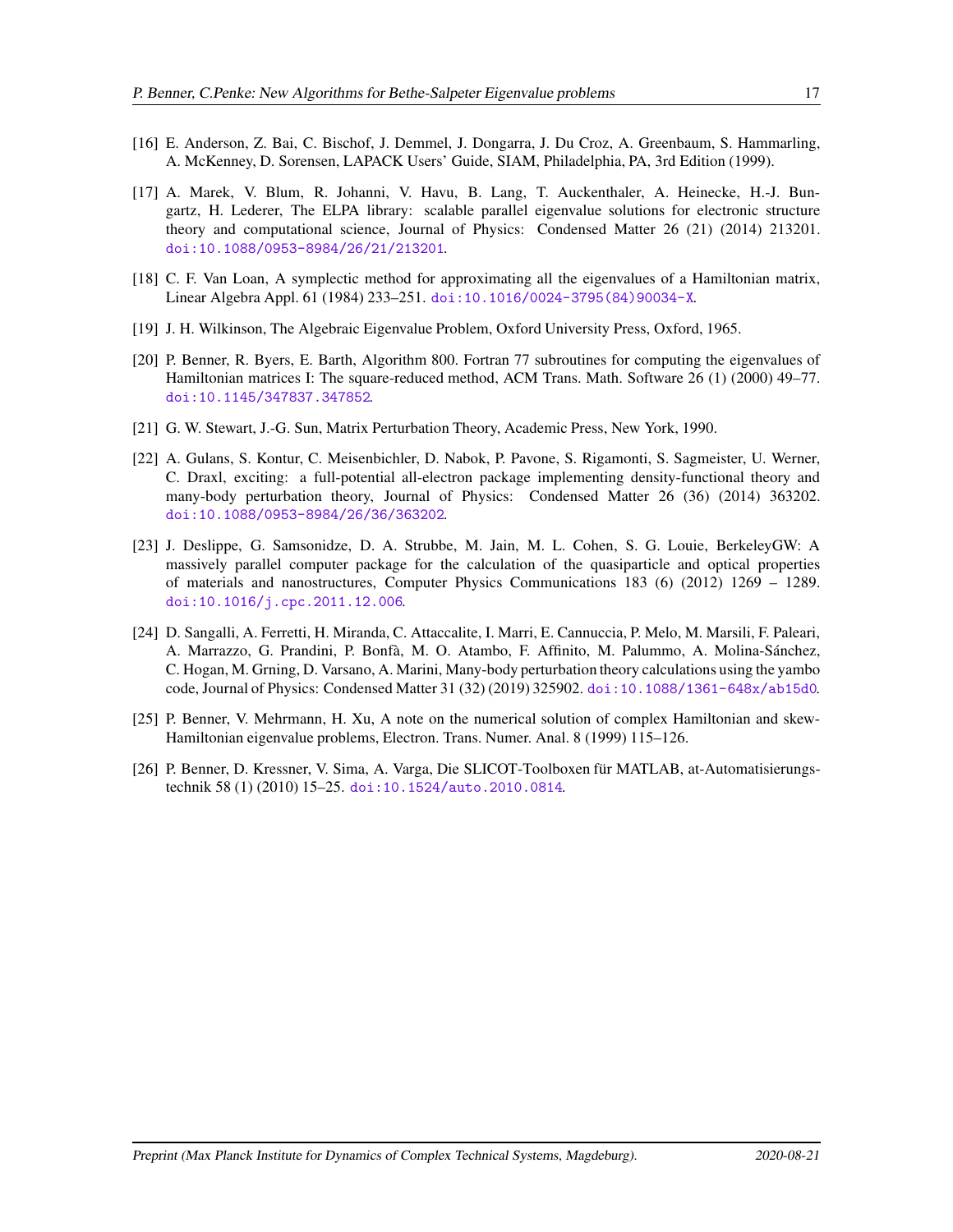[16] E. Anderson, Z. Bai, C. Bischof, J. Demmel, J. Dongarra, J. Du Croz, A. Greenbaum, S. Hammarling, A. McKenney, D. Sorensen, LAPACK Users' Guide, SIAM, Philadelphia, PA, 3rd Edition (1999).

[17] A. Marek, V. Blum, R. Johanni, V. Havu, B. Lang, T. Auckenthaler, A. Heinecke, H.-J. Bungartz, H. Lederer, The ELPA library: scalable parallel eigenvalue solutions for electronic structure theory and computational science, Journal of Physics: Condensed Matter 26 (21) (2014) 213201. doi:10.1088/0953-8984/26/21/213201.

[18] C. F. Van Loan, A symplectic method for approximating all the eigenvalues of a Hamiltonian matrix, Linear Algebra Appl. 61 (1984) 233–251. doi:10.1016/0024-3795(84)90034-X.

[19] J. H. Wilkinson, The Algebraic Eigenvalue Problem, Oxford University Press, Oxford, 1965.

[20] P. Benner, R. Byers, E. Barth, Algorithm 800. Fortran 77 subroutines for computing the eigenvalues of Hamiltonian matrices I: The square-reduced method, ACM Trans. Math. Software 26 (1) (2000) 49–77. doi:10.1145/347837.347852.

[21] G. W. Stewart, J.-G. Sun, Matrix Perturbation Theory, Academic Press, New York, 1990.

[22] A. Gulans, S. Kontur, C. Meisenbichler, D. Nabok, P. Pavone, S. Rigamonti, S. Sagmeister, U. Werner, C. Draxl, exciting: a full-potential all-electron package implementing density-functional theory and many-body perturbation theory, Journal of Physics: Condensed Matter 26 (36) (2014) 363202. doi:10.1088/0953-8984/26/36/363202.

[23] J. Deslippe, G. Samsonidze, D. A. Strubbe, M. Jain, M. L. Cohen, S. G. Louie, BerkeleyGW: A massively parallel computer package for the calculation of the quasiparticle and optical properties of materials and nanostructures, Computer Physics Communications 183 (6) (2012) 1269 – 1289. doi:10.1016/j.cpc.2011.12.006.

[24] D. Sangalli, A. Ferretti, H. Miranda, C. Attaccalite, I. Marri, E. Cannuccia, P. Melo, M. Marsili, F. Paleari, A. Marrazzo, G. Prandini, P. Bonfà, M. O. Atambo, F. Affinito, M. Palummo, A. Molina-Sánchez, C. Hogan, M. Grning, D. Varsano, A. Marini, Many-body perturbation theory calculations using the yambo code, Journal of Physics: Condensed Matter 31 (32) (2019) 325902. doi:10.1088/1361-648x/ab15d0.

[25] P. Benner, V. Mehrmann, H. Xu, A note on the numerical solution of complex Hamiltonian and skew-Hamiltonian eigenvalue problems, Electron. Trans. Numer. Anal. 8 (1999) 115–126.

[26] P. Benner, D. Kressner, V. Sima, A. Varga, Die SLICOT-Toolboxen für MATLAB, at-Automatisierungstechnik 58 (1) (2010) 15–25. doi:10.1524/auto.2010.0814.